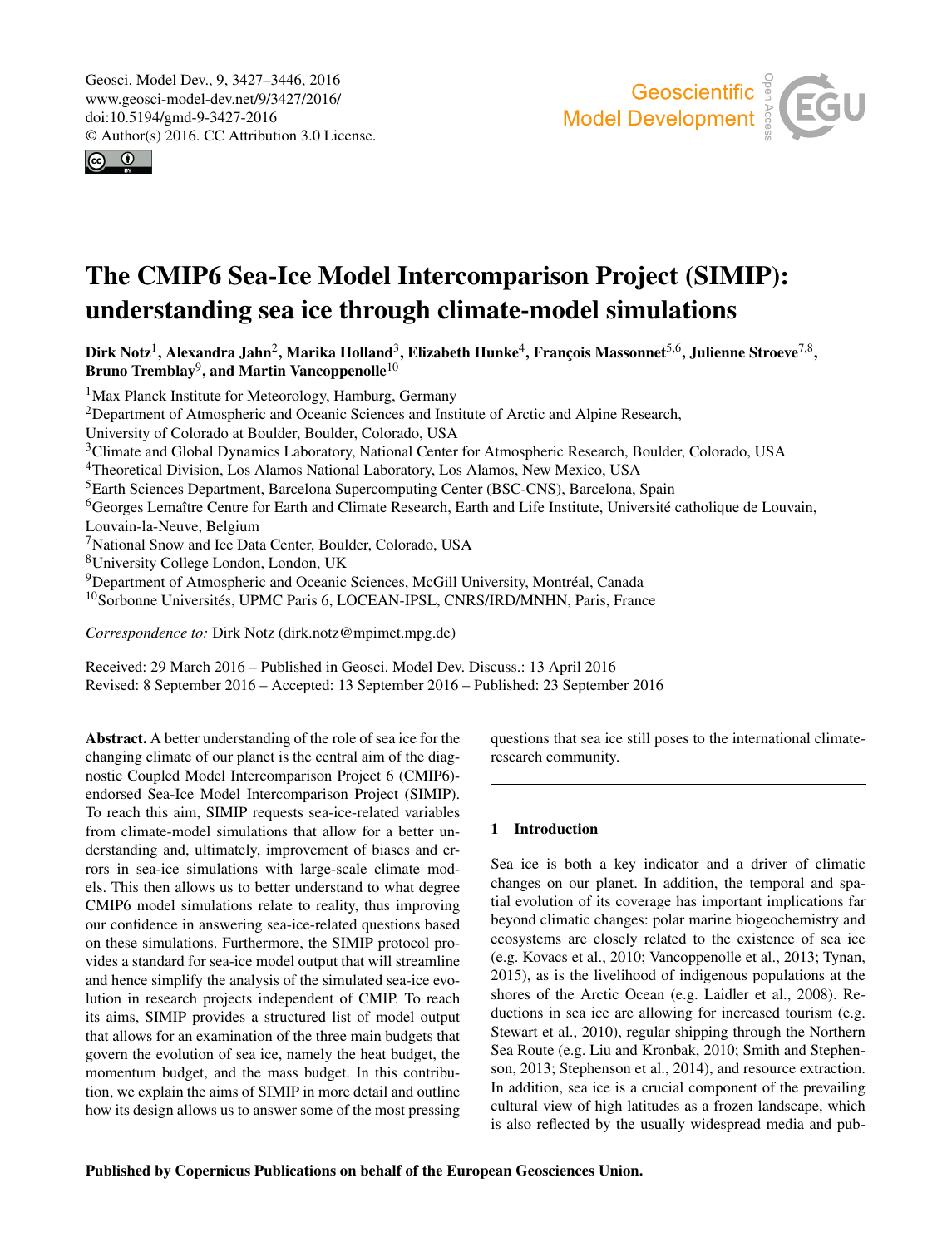Geosci. Model Dev., 9, 3427–3446, 2016
www.geosci-model-dev.net/9/3427/2016/
doi:10.5194/gmd-9-3427-2016
© Author(s) 2016. CC Attribution 3.0 License.

# The CMIP6 Sea-Ice Model Intercomparison Project (SIMIP): understanding sea ice through climate-model simulations

**Dirk Notz[1], Alexandra Jahn[2], Marika Holland[3], Elizabeth Hunke[4], François Massonnet[5,6], Julienne Stroeve[7,8], Bruno Tremblay[9], and Martin Vancoppenolle[10]**

[1]Max Planck Institute for Meteorology, Hamburg, Germany
[2]Department of Atmospheric and Oceanic Sciences and Institute of Arctic and Alpine Research, University of Colorado at Boulder, Boulder, Colorado, USA
[3]Climate and Global Dynamics Laboratory, National Center for Atmospheric Research, Boulder, Colorado, USA
[4]Theoretical Division, Los Alamos National Laboratory, Los Alamos, New Mexico, USA
[5]Earth Sciences Department, Barcelona Supercomputing Center (BSC-CNS), Barcelona, Spain
[6]Georges Lemaître Centre for Earth and Climate Research, Earth and Life Institute, Université catholique de Louvain, Louvain-la-Neuve, Belgium
[7]National Snow and Ice Data Center, Boulder, Colorado, USA
[8]University College London, London, UK
[9]Department of Atmospheric and Oceanic Sciences, McGill University, Montréal, Canada
[10]Sorbonne Universités, UPMC Paris 6, LOCEAN-IPSL, CNRS/IRD/MNHN, Paris, France

*Correspondence to:* Dirk Notz (dirk.notz@mpimet.mpg.de)

Received: 29 March 2016 – Published in Geosci. Model Dev. Discuss.: 13 April 2016
Revised: 8 September 2016 – Accepted: 13 September 2016 – Published: 23 September 2016

**Abstract.** A better understanding of the role of sea ice for the changing climate of our planet is the central aim of the diagnostic Coupled Model Intercomparison Project 6 (CMIP6)-endorsed Sea-Ice Model Intercomparison Project (SIMIP). To reach this aim, SIMIP requests sea-ice-related variables from climate-model simulations that allow for a better understanding and, ultimately, improvement of biases and errors in sea-ice simulations with large-scale climate models. This then allows us to better understand to what degree CMIP6 model simulations relate to reality, thus improving our confidence in answering sea-ice-related questions based on these simulations. Furthermore, the SIMIP protocol provides a standard for sea-ice model output that will streamline and hence simplify the analysis of the simulated sea-ice evolution in research projects independent of CMIP. To reach its aims, SIMIP provides a structured list of model output that allows for an examination of the three main budgets that govern the evolution of sea ice, namely the heat budget, the momentum budget, and the mass budget. In this contribution, we explain the aims of SIMIP in more detail and outline how its design allows us to answer some of the most pressing questions that sea ice still poses to the international climate-research community.

## 1 Introduction

Sea ice is both a key indicator and a driver of climatic changes on our planet. In addition, the temporal and spatial evolution of its coverage has important implications far beyond climatic changes: polar marine biogeochemistry and ecosystems are closely related to the existence of sea ice (e.g. Kovacs et al., 2010; Vancoppenolle et al., 2013; Tynan, 2015), as is the livelihood of indigenous populations at the shores of the Arctic Ocean (e.g. Laidler et al., 2008). Reductions in sea ice are allowing for increased tourism (e.g. Stewart et al., 2010), regular shipping through the Northern Sea Route (e.g. Liu and Kronbak, 2010; Smith and Stephenson, 2013; Stephenson et al., 2014), and resource extraction. In addition, sea ice is a crucial component of the prevailing cultural view of high latitudes as a frozen landscape, which is also reflected by the usually widespread media and pub-

Published by Copernicus Publications on behalf of the European Geosciences Union.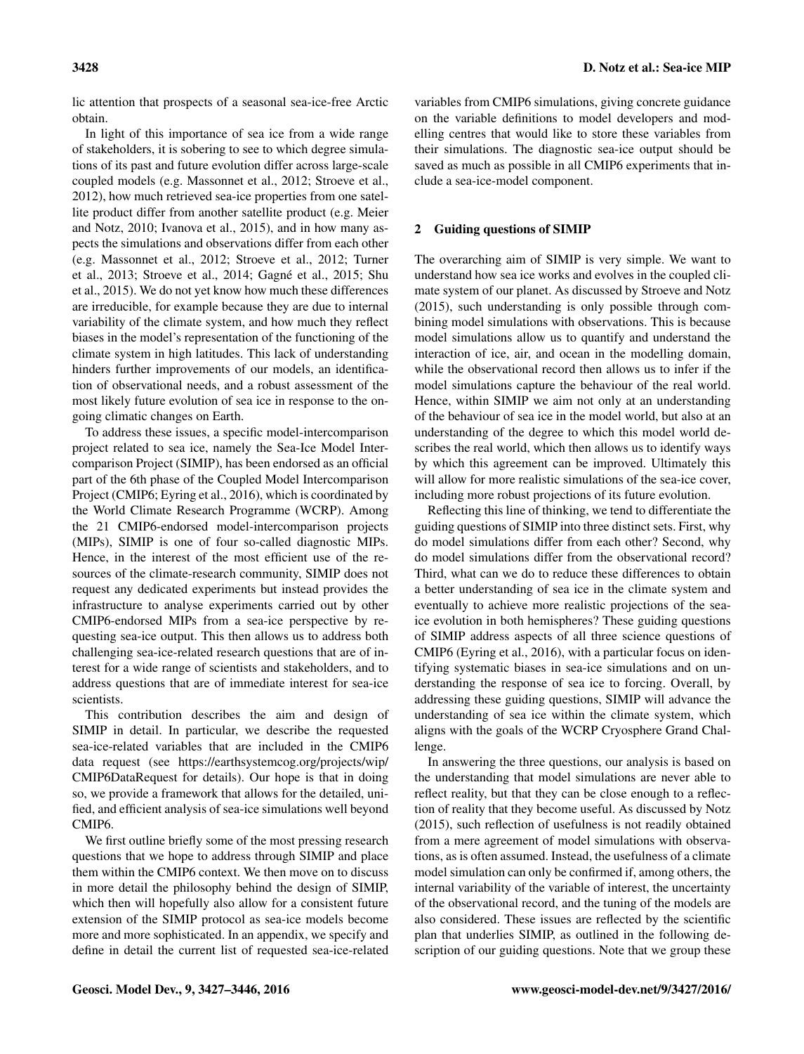lic attention that prospects of a seasonal sea-ice-free Arctic obtain.

In light of this importance of sea ice from a wide range of stakeholders, it is sobering to see to which degree simulations of its past and future evolution differ across large-scale coupled models (e.g. Massonnet et al., 2012; Stroeve et al., 2012), how much retrieved sea-ice properties from one satellite product differ from another satellite product (e.g. Meier and Notz, 2010; Ivanova et al., 2015), and in how many aspects the simulations and observations differ from each other (e.g. Massonnet et al., 2012; Stroeve et al., 2012; Turner et al., 2013; Stroeve et al., 2014; Gagné et al., 2015; Shu et al., 2015). We do not yet know how much these differences are irreducible, for example because they are due to internal variability of the climate system, and how much they reflect biases in the model's representation of the functioning of the climate system in high latitudes. This lack of understanding hinders further improvements of our models, an identification of observational needs, and a robust assessment of the most likely future evolution of sea ice in response to the ongoing climatic changes on Earth.

To address these issues, a specific model-intercomparison project related to sea ice, namely the Sea-Ice Model Intercomparison Project (SIMIP), has been endorsed as an official part of the 6th phase of the Coupled Model Intercomparison Project (CMIP6; Eyring et al., 2016), which is coordinated by the World Climate Research Programme (WCRP). Among the 21 CMIP6-endorsed model-intercomparison projects (MIPs), SIMIP is one of four so-called diagnostic MIPs. Hence, in the interest of the most efficient use of the resources of the climate-research community, SIMIP does not request any dedicated experiments but instead provides the infrastructure to analyse experiments carried out by other CMIP6-endorsed MIPs from a sea-ice perspective by requesting sea-ice output. This then allows us to address both challenging sea-ice-related research questions that are of interest for a wide range of scientists and stakeholders, and to address questions that are of immediate interest for sea-ice scientists.

This contribution describes the aim and design of SIMIP in detail. In particular, we describe the requested sea-ice-related variables that are included in the CMIP6 data request (see https://earthsystemcog.org/projects/wip/CMIP6DataRequest for details). Our hope is that in doing so, we provide a framework that allows for the detailed, unified, and efficient analysis of sea-ice simulations well beyond CMIP6.

We first outline briefly some of the most pressing research questions that we hope to address through SIMIP and place them within the CMIP6 context. We then move on to discuss in more detail the philosophy behind the design of SIMIP, which then will hopefully also allow for a consistent future extension of the SIMIP protocol as sea-ice models become more and more sophisticated. In an appendix, we specify and define in detail the current list of requested sea-ice-related variables from CMIP6 simulations, giving concrete guidance on the variable definitions to model developers and modelling centres that would like to store these variables from their simulations. The diagnostic sea-ice output should be saved as much as possible in all CMIP6 experiments that include a sea-ice-model component.

## 2 Guiding questions of SIMIP

The overarching aim of SIMIP is very simple. We want to understand how sea ice works and evolves in the coupled climate system of our planet. As discussed by Stroeve and Notz (2015), such understanding is only possible through combining model simulations with observations. This is because model simulations allow us to quantify and understand the interaction of ice, air, and ocean in the modelling domain, while the observational record then allows us to infer if the model simulations capture the behaviour of the real world. Hence, within SIMIP we aim not only at an understanding of the behaviour of sea ice in the model world, but also at an understanding of the degree to which this model world describes the real world, which then allows us to identify ways by which this agreement can be improved. Ultimately this will allow for more realistic simulations of the sea-ice cover, including more robust projections of its future evolution.

Reflecting this line of thinking, we tend to differentiate the guiding questions of SIMIP into three distinct sets. First, why do model simulations differ from each other? Second, why do model simulations differ from the observational record? Third, what can we do to reduce these differences to obtain a better understanding of sea ice in the climate system and eventually to achieve more realistic projections of the sea-ice evolution in both hemispheres? These guiding questions of SIMIP address aspects of all three science questions of CMIP6 (Eyring et al., 2016), with a particular focus on identifying systematic biases in sea-ice simulations and on understanding the response of sea ice to forcing. Overall, by addressing these guiding questions, SIMIP will advance the understanding of sea ice within the climate system, which aligns with the goals of the WCRP Cryosphere Grand Challenge.

In answering the three questions, our analysis is based on the understanding that model simulations are never able to reflect reality, but that they can be close enough to a reflection of reality that they become useful. As discussed by Notz (2015), such reflection of usefulness is not readily obtained from a mere agreement of model simulations with observations, as is often assumed. Instead, the usefulness of a climate model simulation can only be confirmed if, among others, the internal variability of the variable of interest, the uncertainty of the observational record, and the tuning of the models are also considered. These issues are reflected by the scientific plan that underlies SIMIP, as outlined in the following description of our guiding questions. Note that we group these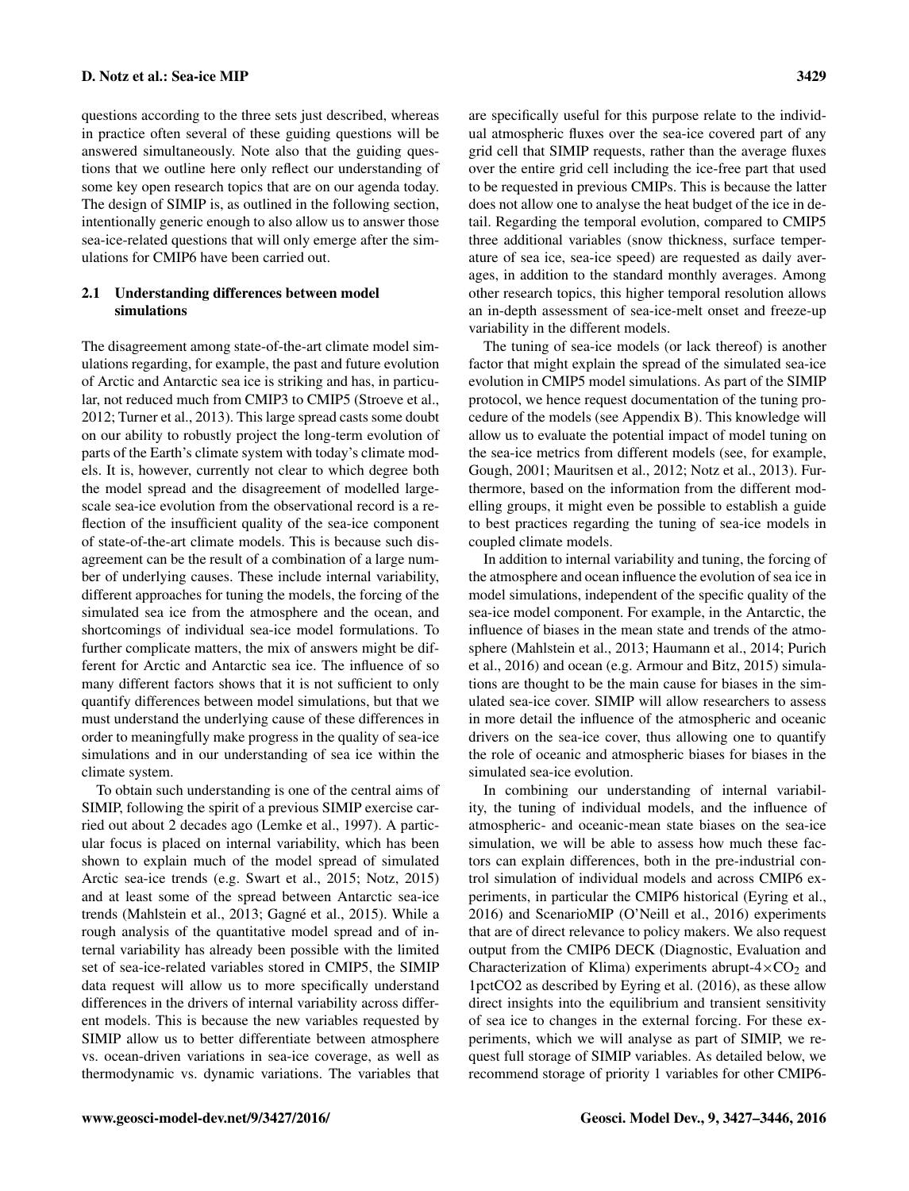questions according to the three sets just described, whereas in practice often several of these guiding questions will be answered simultaneously. Note also that the guiding questions that we outline here only reflect our understanding of some key open research topics that are on our agenda today. The design of SIMIP is, as outlined in the following section, intentionally generic enough to also allow us to answer those sea-ice-related questions that will only emerge after the simulations for CMIP6 have been carried out.

## 2.1 Understanding differences between model simulations

The disagreement among state-of-the-art climate model simulations regarding, for example, the past and future evolution of Arctic and Antarctic sea ice is striking and has, in particular, not reduced much from CMIP3 to CMIP5 (Stroeve et al., 2012; Turner et al., 2013). This large spread casts some doubt on our ability to robustly project the long-term evolution of parts of the Earth's climate system with today's climate models. It is, however, currently not clear to which degree both the model spread and the disagreement of modelled large-scale sea-ice evolution from the observational record is a reflection of the insufficient quality of the sea-ice component of state-of-the-art climate models. This is because such disagreement can be the result of a combination of a large number of underlying causes. These include internal variability, different approaches for tuning the models, the forcing of the simulated sea ice from the atmosphere and the ocean, and shortcomings of individual sea-ice model formulations. To further complicate matters, the mix of answers might be different for Arctic and Antarctic sea ice. The influence of so many different factors shows that it is not sufficient to only quantify differences between model simulations, but that we must understand the underlying cause of these differences in order to meaningfully make progress in the quality of sea-ice simulations and in our understanding of sea ice within the climate system.

To obtain such understanding is one of the central aims of SIMIP, following the spirit of a previous SIMIP exercise carried out about 2 decades ago (Lemke et al., 1997). A particular focus is placed on internal variability, which has been shown to explain much of the model spread of simulated Arctic sea-ice trends (e.g. Swart et al., 2015; Notz, 2015) and at least some of the spread between Antarctic sea-ice trends (Mahlstein et al., 2013; Gagné et al., 2015). While a rough analysis of the quantitative model spread and of internal variability has already been possible with the limited set of sea-ice-related variables stored in CMIP5, the SIMIP data request will allow us to more specifically understand differences in the drivers of internal variability across different models. This is because the new variables requested by SIMIP allow us to better differentiate between atmosphere vs. ocean-driven variations in sea-ice coverage, as well as thermodynamic vs. dynamic variations. The variables that are specifically useful for this purpose relate to the individual atmospheric fluxes over the sea-ice covered part of any grid cell that SIMIP requests, rather than the average fluxes over the entire grid cell including the ice-free part that used to be requested in previous CMIPs. This is because the latter does not allow one to analyse the heat budget of the ice in detail. Regarding the temporal evolution, compared to CMIP5 three additional variables (snow thickness, surface temperature of sea ice, sea-ice speed) are requested as daily averages, in addition to the standard monthly averages. Among other research topics, this higher temporal resolution allows an in-depth assessment of sea-ice-melt onset and freeze-up variability in the different models.

The tuning of sea-ice models (or lack thereof) is another factor that might explain the spread of the simulated sea-ice evolution in CMIP5 model simulations. As part of the SIMIP protocol, we hence request documentation of the tuning procedure of the models (see Appendix B). This knowledge will allow us to evaluate the potential impact of model tuning on the sea-ice metrics from different models (see, for example, Gough, 2001; Mauritsen et al., 2012; Notz et al., 2013). Furthermore, based on the information from the different modelling groups, it might even be possible to establish a guide to best practices regarding the tuning of sea-ice models in coupled climate models.

In addition to internal variability and tuning, the forcing of the atmosphere and ocean influence the evolution of sea ice in model simulations, independent of the specific quality of the sea-ice model component. For example, in the Antarctic, the influence of biases in the mean state and trends of the atmosphere (Mahlstein et al., 2013; Haumann et al., 2014; Purich et al., 2016) and ocean (e.g. Armour and Bitz, 2015) simulations are thought to be the main cause for biases in the simulated sea-ice cover. SIMIP will allow researchers to assess in more detail the influence of the atmospheric and oceanic drivers on the sea-ice cover, thus allowing one to quantify the role of oceanic and atmospheric biases for biases in the simulated sea-ice evolution.

In combining our understanding of internal variability, the tuning of individual models, and the influence of atmospheric- and oceanic-mean state biases on the sea-ice simulation, we will be able to assess how much these factors can explain differences, both in the pre-industrial control simulation of individual models and across CMIP6 experiments, in particular the CMIP6 historical (Eyring et al., 2016) and ScenarioMIP (O'Neill et al., 2016) experiments that are of direct relevance to policy makers. We also request output from the CMIP6 DECK (Diagnostic, Evaluation and Characterization of Klima) experiments abrupt-$4\times CO_2$ and 1pctCO2 as described by Eyring et al. (2016), as these allow direct insights into the equilibrium and transient sensitivity of sea ice to changes in the external forcing. For these experiments, which we will analyse as part of SIMIP, we request full storage of SIMIP variables. As detailed below, we recommend storage of priority 1 variables for other CMIP6-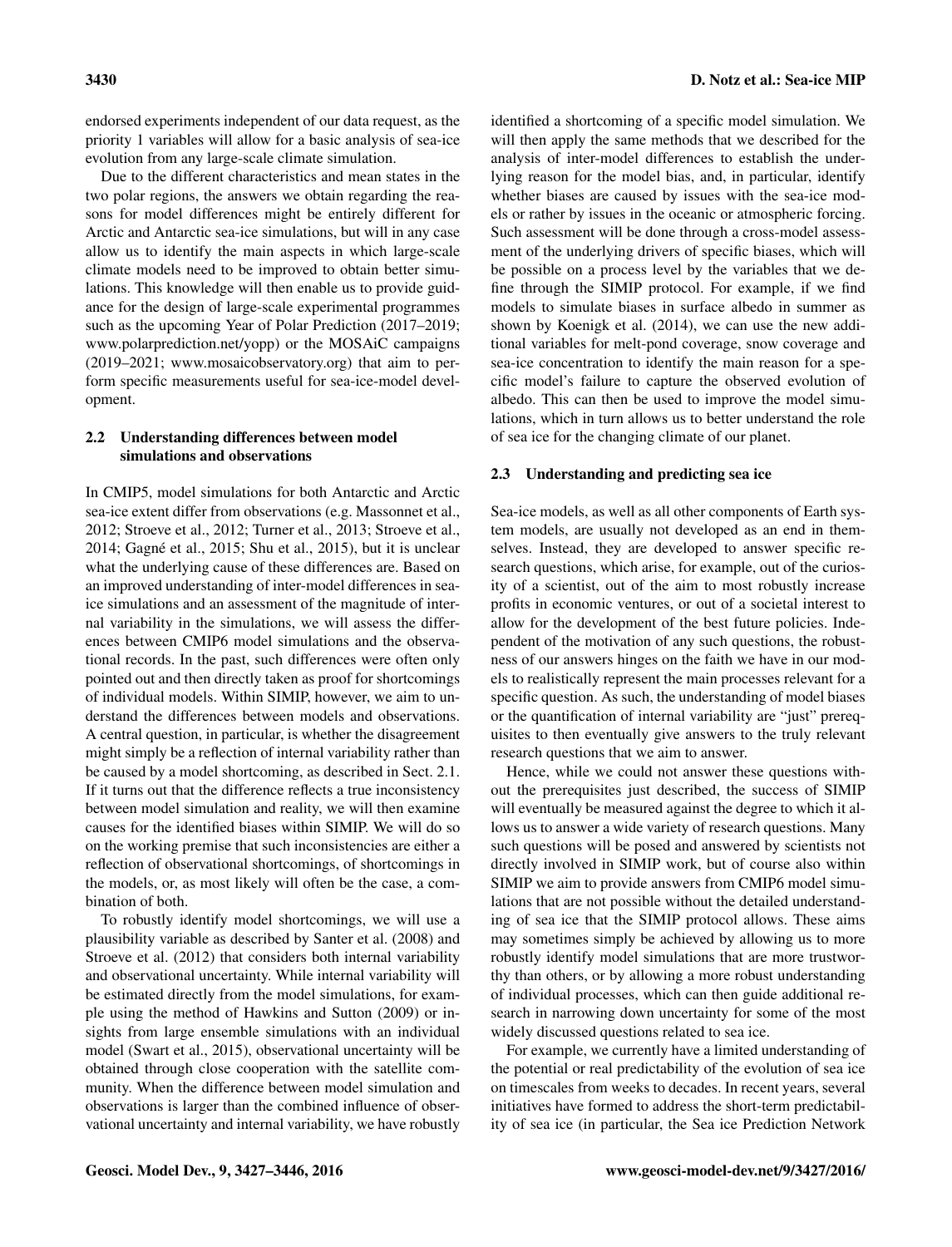endorsed experiments independent of our data request, as the priority 1 variables will allow for a basic analysis of sea-ice evolution from any large-scale climate simulation.

Due to the different characteristics and mean states in the two polar regions, the answers we obtain regarding the reasons for model differences might be entirely different for Arctic and Antarctic sea-ice simulations, but will in any case allow us to identify the main aspects in which large-scale climate models need to be improved to obtain better simulations. This knowledge will then enable us to provide guidance for the design of large-scale experimental programmes such as the upcoming Year of Polar Prediction (2017–2019; www.polarprediction.net/yopp) or the MOSAiC campaigns (2019–2021; www.mosaicobservatory.org) that aim to perform specific measurements useful for sea-ice-model development.

### 2.2 Understanding differences between model simulations and observations

In CMIP5, model simulations for both Antarctic and Arctic sea-ice extent differ from observations (e.g. Massonnet et al., 2012; Stroeve et al., 2012; Turner et al., 2013; Stroeve et al., 2014; Gagné et al., 2015; Shu et al., 2015), but it is unclear what the underlying cause of these differences are. Based on an improved understanding of inter-model differences in sea-ice simulations and an assessment of the magnitude of internal variability in the simulations, we will assess the differences between CMIP6 model simulations and the observational records. In the past, such differences were often only pointed out and then directly taken as proof for shortcomings of individual models. Within SIMIP, however, we aim to understand the differences between models and observations. A central question, in particular, is whether the disagreement might simply be a reflection of internal variability rather than be caused by a model shortcoming, as described in Sect. 2.1. If it turns out that the difference reflects a true inconsistency between model simulation and reality, we will then examine causes for the identified biases within SIMIP. We will do so on the working premise that such inconsistencies are either a reflection of observational shortcomings, of shortcomings in the models, or, as most likely will often be the case, a combination of both.

To robustly identify model shortcomings, we will use a plausibility variable as described by Santer et al. (2008) and Stroeve et al. (2012) that considers both internal variability and observational uncertainty. While internal variability will be estimated directly from the model simulations, for example using the method of Hawkins and Sutton (2009) or insights from large ensemble simulations with an individual model (Swart et al., 2015), observational uncertainty will be obtained through close cooperation with the satellite community. When the difference between model simulation and observations is larger than the combined influence of observational uncertainty and internal variability, we have robustly identified a shortcoming of a specific model simulation. We will then apply the same methods that we described for the analysis of inter-model differences to establish the underlying reason for the model bias, and, in particular, identify whether biases are caused by issues with the sea-ice models or rather by issues in the oceanic or atmospheric forcing. Such assessment will be done through a cross-model assessment of the underlying drivers of specific biases, which will be possible on a process level by the variables that we define through the SIMIP protocol. For example, if we find models to simulate biases in surface albedo in summer as shown by Koenigk et al. (2014), we can use the new additional variables for melt-pond coverage, snow coverage and sea-ice concentration to identify the main reason for a specific model's failure to capture the observed evolution of albedo. This can then be used to improve the model simulations, which in turn allows us to better understand the role of sea ice for the changing climate of our planet.

### 2.3 Understanding and predicting sea ice

Sea-ice models, as well as all other components of Earth system models, are usually not developed as an end in themselves. Instead, they are developed to answer specific research questions, which arise, for example, out of the curiosity of a scientist, out of the aim to most robustly increase profits in economic ventures, or out of a societal interest to allow for the development of the best future policies. Independent of the motivation of any such questions, the robustness of our answers hinges on the faith we have in our models to realistically represent the main processes relevant for a specific question. As such, the understanding of model biases or the quantification of internal variability are "just" prerequisites to then eventually give answers to the truly relevant research questions that we aim to answer.

Hence, while we could not answer these questions without the prerequisites just described, the success of SIMIP will eventually be measured against the degree to which it allows us to answer a wide variety of research questions. Many such questions will be posed and answered by scientists not directly involved in SIMIP work, but of course also within SIMIP we aim to provide answers from CMIP6 model simulations that are not possible without the detailed understanding of sea ice that the SIMIP protocol allows. These aims may sometimes simply be achieved by allowing us to more robustly identify model simulations that are more trustworthy than others, or by allowing a more robust understanding of individual processes, which can then guide additional research in narrowing down uncertainty for some of the most widely discussed questions related to sea ice.

For example, we currently have a limited understanding of the potential or real predictability of the evolution of sea ice on timescales from weeks to decades. In recent years, several initiatives have formed to address the short-term predictability of sea ice (in particular, the Sea ice Prediction Network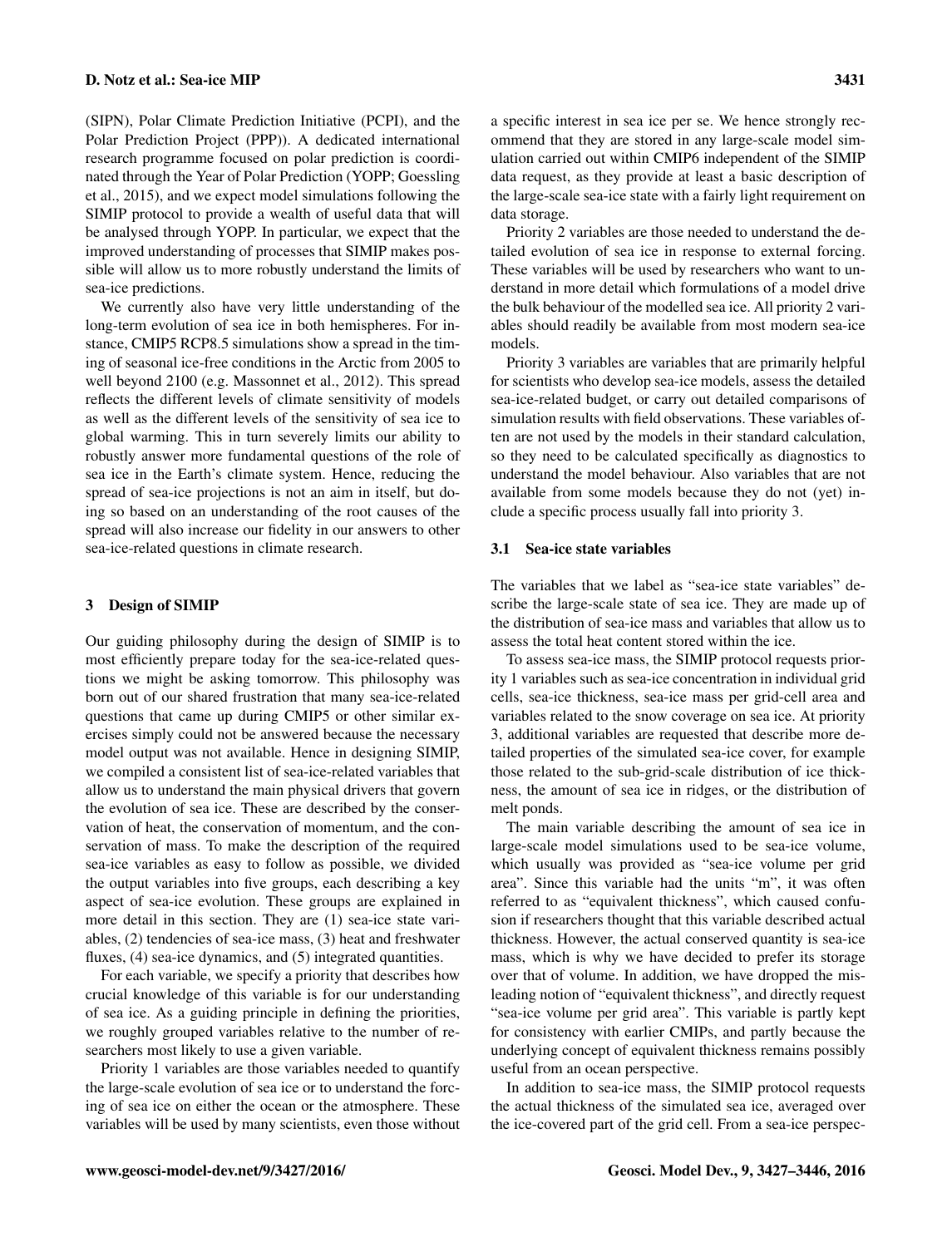(SIPN), Polar Climate Prediction Initiative (PCPI), and the Polar Prediction Project (PPP)). A dedicated international research programme focused on polar prediction is coordinated through the Year of Polar Prediction (YOPP; Goessling et al., 2015), and we expect model simulations following the SIMIP protocol to provide a wealth of useful data that will be analysed through YOPP. In particular, we expect that the improved understanding of processes that SIMIP makes possible will allow us to more robustly understand the limits of sea-ice predictions.

We currently also have very little understanding of the long-term evolution of sea ice in both hemispheres. For instance, CMIP5 RCP8.5 simulations show a spread in the timing of seasonal ice-free conditions in the Arctic from 2005 to well beyond 2100 (e.g. Massonnet et al., 2012). This spread reflects the different levels of climate sensitivity of models as well as the different levels of the sensitivity of sea ice to global warming. This in turn severely limits our ability to robustly answer more fundamental questions of the role of sea ice in the Earth's climate system. Hence, reducing the spread of sea-ice projections is not an aim in itself, but doing so based on an understanding of the root causes of the spread will also increase our fidelity in our answers to other sea-ice-related questions in climate research.

## 3 Design of SIMIP

Our guiding philosophy during the design of SIMIP is to most efficiently prepare today for the sea-ice-related questions we might be asking tomorrow. This philosophy was born out of our shared frustration that many sea-ice-related questions that came up during CMIP5 or other similar exercises simply could not be answered because the necessary model output was not available. Hence in designing SIMIP, we compiled a consistent list of sea-ice-related variables that allow us to understand the main physical drivers that govern the evolution of sea ice. These are described by the conservation of heat, the conservation of momentum, and the conservation of mass. To make the description of the required sea-ice variables as easy to follow as possible, we divided the output variables into five groups, each describing a key aspect of sea-ice evolution. These groups are explained in more detail in this section. They are (1) sea-ice state variables, (2) tendencies of sea-ice mass, (3) heat and freshwater fluxes, (4) sea-ice dynamics, and (5) integrated quantities.

For each variable, we specify a priority that describes how crucial knowledge of this variable is for our understanding of sea ice. As a guiding principle in defining the priorities, we roughly grouped variables relative to the number of researchers most likely to use a given variable.

Priority 1 variables are those variables needed to quantify the large-scale evolution of sea ice or to understand the forcing of sea ice on either the ocean or the atmosphere. These variables will be used by many scientists, even those without a specific interest in sea ice per se. We hence strongly recommend that they are stored in any large-scale model simulation carried out within CMIP6 independent of the SIMIP data request, as they provide at least a basic description of the large-scale sea-ice state with a fairly light requirement on data storage.

Priority 2 variables are those needed to understand the detailed evolution of sea ice in response to external forcing. These variables will be used by researchers who want to understand in more detail which formulations of a model drive the bulk behaviour of the modelled sea ice. All priority 2 variables should readily be available from most modern sea-ice models.

Priority 3 variables are variables that are primarily helpful for scientists who develop sea-ice models, assess the detailed sea-ice-related budget, or carry out detailed comparisons of simulation results with field observations. These variables often are not used by the models in their standard calculation, so they need to be calculated specifically as diagnostics to understand the model behaviour. Also variables that are not available from some models because they do not (yet) include a specific process usually fall into priority 3.

### 3.1 Sea-ice state variables

The variables that we label as "sea-ice state variables" describe the large-scale state of sea ice. They are made up of the distribution of sea-ice mass and variables that allow us to assess the total heat content stored within the ice.

To assess sea-ice mass, the SIMIP protocol requests priority 1 variables such as sea-ice concentration in individual grid cells, sea-ice thickness, sea-ice mass per grid-cell area and variables related to the snow coverage on sea ice. At priority 3, additional variables are requested that describe more detailed properties of the simulated sea-ice cover, for example those related to the sub-grid-scale distribution of ice thickness, the amount of sea ice in ridges, or the distribution of melt ponds.

The main variable describing the amount of sea ice in large-scale model simulations used to be sea-ice volume, which usually was provided as "sea-ice volume per grid area". Since this variable had the units "m", it was often referred to as "equivalent thickness", which caused confusion if researchers thought that this variable described actual thickness. However, the actual conserved quantity is sea-ice mass, which is why we have decided to prefer its storage over that of volume. In addition, we have dropped the misleading notion of "equivalent thickness", and directly request "sea-ice volume per grid area". This variable is partly kept for consistency with earlier CMIPs, and partly because the underlying concept of equivalent thickness remains possibly useful from an ocean perspective.

In addition to sea-ice mass, the SIMIP protocol requests the actual thickness of the simulated sea ice, averaged over the ice-covered part of the grid cell. From a sea-ice perspec-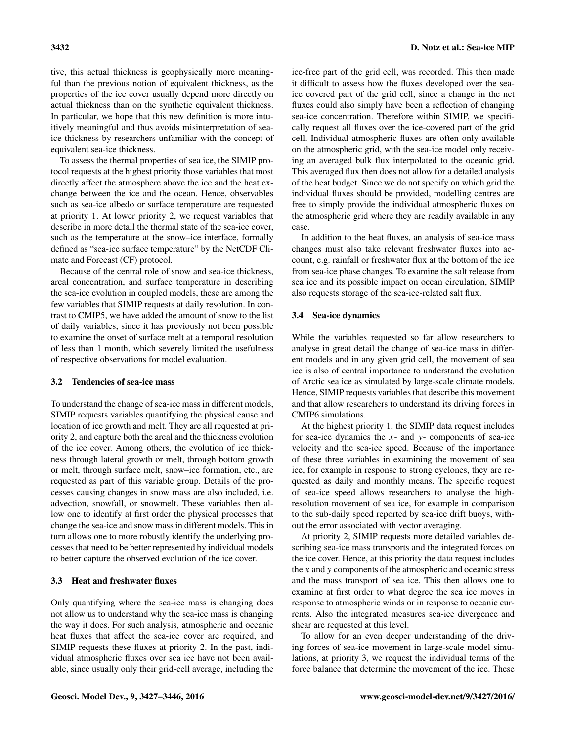tive, this actual thickness is geophysically more meaningful than the previous notion of equivalent thickness, as the properties of the ice cover usually depend more directly on actual thickness than on the synthetic equivalent thickness. In particular, we hope that this new definition is more intuitively meaningful and thus avoids misinterpretation of sea-ice thickness by researchers unfamiliar with the concept of equivalent sea-ice thickness.

To assess the thermal properties of sea ice, the SIMIP protocol requests at the highest priority those variables that most directly affect the atmosphere above the ice and the heat exchange between the ice and the ocean. Hence, observables such as sea-ice albedo or surface temperature are requested at priority 1. At lower priority 2, we request variables that describe in more detail the thermal state of the sea-ice cover, such as the temperature at the snow–ice interface, formally defined as "sea-ice surface temperature" by the NetCDF Climate and Forecast (CF) protocol.

Because of the central role of snow and sea-ice thickness, areal concentration, and surface temperature in describing the sea-ice evolution in coupled models, these are among the few variables that SIMIP requests at daily resolution. In contrast to CMIP5, we have added the amount of snow to the list of daily variables, since it has previously not been possible to examine the onset of surface melt at a temporal resolution of less than 1 month, which severely limited the usefulness of respective observations for model evaluation.

### 3.2 Tendencies of sea-ice mass

To understand the change of sea-ice mass in different models, SIMIP requests variables quantifying the physical cause and location of ice growth and melt. They are all requested at priority 2, and capture both the areal and the thickness evolution of the ice cover. Among others, the evolution of ice thickness through lateral growth or melt, through bottom growth or melt, through surface melt, snow–ice formation, etc., are requested as part of this variable group. Details of the processes causing changes in snow mass are also included, i.e. advection, snowfall, or snowmelt. These variables then allow one to identify at first order the physical processes that change the sea-ice and snow mass in different models. This in turn allows one to more robustly identify the underlying processes that need to be better represented by individual models to better capture the observed evolution of the ice cover.

### 3.3 Heat and freshwater fluxes

Only quantifying where the sea-ice mass is changing does not allow us to understand why the sea-ice mass is changing the way it does. For such analysis, atmospheric and oceanic heat fluxes that affect the sea-ice cover are required, and SIMIP requests these fluxes at priority 2. In the past, individual atmospheric fluxes over sea ice have not been available, since usually only their grid-cell average, including the ice-free part of the grid cell, was recorded. This then made it difficult to assess how the fluxes developed over the sea-ice covered part of the grid cell, since a change in the net fluxes could also simply have been a reflection of changing sea-ice concentration. Therefore within SIMIP, we specifically request all fluxes over the ice-covered part of the grid cell. Individual atmospheric fluxes are often only available on the atmospheric grid, with the sea-ice model only receiving an averaged bulk flux interpolated to the oceanic grid. This averaged flux then does not allow for a detailed analysis of the heat budget. Since we do not specify on which grid the individual fluxes should be provided, modelling centres are free to simply provide the individual atmospheric fluxes on the atmospheric grid where they are readily available in any case.

In addition to the heat fluxes, an analysis of sea-ice mass changes must also take relevant freshwater fluxes into account, e.g. rainfall or freshwater flux at the bottom of the ice from sea-ice phase changes. To examine the salt release from sea ice and its possible impact on ocean circulation, SIMIP also requests storage of the sea-ice-related salt flux.

### 3.4 Sea-ice dynamics

While the variables requested so far allow researchers to analyse in great detail the change of sea-ice mass in different models and in any given grid cell, the movement of sea ice is also of central importance to understand the evolution of Arctic sea ice as simulated by large-scale climate models. Hence, SIMIP requests variables that describe this movement and that allow researchers to understand its driving forces in CMIP6 simulations.

At the highest priority 1, the SIMIP data request includes for sea-ice dynamics the $x$- and $y$- components of sea-ice velocity and the sea-ice speed. Because of the importance of these three variables in examining the movement of sea ice, for example in response to strong cyclones, they are requested as daily and monthly means. The specific request of sea-ice speed allows researchers to analyse the high-resolution movement of sea ice, for example in comparison to the sub-daily speed reported by sea-ice drift buoys, without the error associated with vector averaging.

At priority 2, SIMIP requests more detailed variables describing sea-ice mass transports and the integrated forces on the ice cover. Hence, at this priority the data request includes the $x$ and $y$ components of the atmospheric and oceanic stress and the mass transport of sea ice. This then allows one to examine at first order to what degree the sea ice moves in response to atmospheric winds or in response to oceanic currents. Also the integrated measures sea-ice divergence and shear are requested at this level.

To allow for an even deeper understanding of the driving forces of sea-ice movement in large-scale model simulations, at priority 3, we request the individual terms of the force balance that determine the movement of the ice. These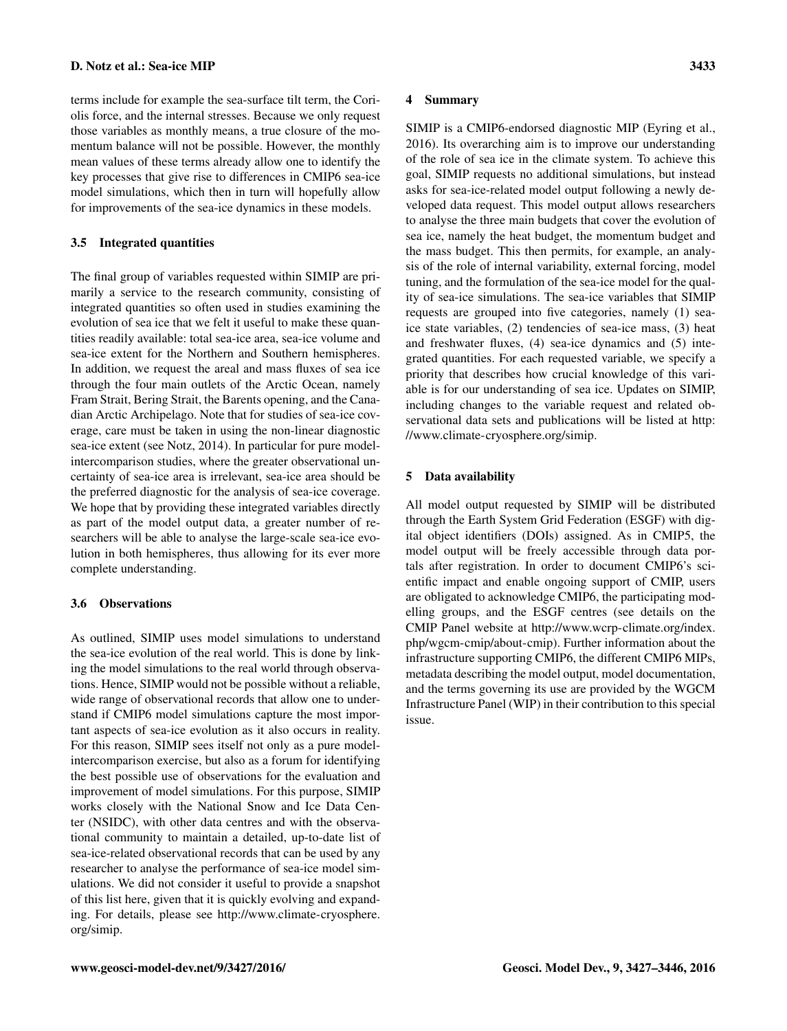terms include for example the sea-surface tilt term, the Coriolis force, and the internal stresses. Because we only request those variables as monthly means, a true closure of the momentum balance will not be possible. However, the monthly mean values of these terms already allow one to identify the key processes that give rise to differences in CMIP6 sea-ice model simulations, which then in turn will hopefully allow for improvements of the sea-ice dynamics in these models.

### 3.5 Integrated quantities

The final group of variables requested within SIMIP are primarily a service to the research community, consisting of integrated quantities so often used in studies examining the evolution of sea ice that we felt it useful to make these quantities readily available: total sea-ice area, sea-ice volume and sea-ice extent for the Northern and Southern hemispheres. In addition, we request the areal and mass fluxes of sea ice through the four main outlets of the Arctic Ocean, namely Fram Strait, Bering Strait, the Barents opening, and the Canadian Arctic Archipelago. Note that for studies of sea-ice coverage, care must be taken in using the non-linear diagnostic sea-ice extent (see Notz, 2014). In particular for pure model-intercomparison studies, where the greater observational uncertainty of sea-ice area is irrelevant, sea-ice area should be the preferred diagnostic for the analysis of sea-ice coverage. We hope that by providing these integrated variables directly as part of the model output data, a greater number of researchers will be able to analyse the large-scale sea-ice evolution in both hemispheres, thus allowing for its ever more complete understanding.

### 3.6 Observations

As outlined, SIMIP uses model simulations to understand the sea-ice evolution of the real world. This is done by linking the model simulations to the real world through observations. Hence, SIMIP would not be possible without a reliable, wide range of observational records that allow one to understand if CMIP6 model simulations capture the most important aspects of sea-ice evolution as it also occurs in reality. For this reason, SIMIP sees itself not only as a pure model-intercomparison exercise, but also as a forum for identifying the best possible use of observations for the evaluation and improvement of model simulations. For this purpose, SIMIP works closely with the National Snow and Ice Data Center (NSIDC), with other data centres and with the observational community to maintain a detailed, up-to-date list of sea-ice-related observational records that can be used by any researcher to analyse the performance of sea-ice model simulations. We did not consider it useful to provide a snapshot of this list here, given that it is quickly evolving and expanding. For details, please see http://www.climate-cryosphere.org/simip.

## 4 Summary

SIMIP is a CMIP6-endorsed diagnostic MIP (Eyring et al., 2016). Its overarching aim is to improve our understanding of the role of sea ice in the climate system. To achieve this goal, SIMIP requests no additional simulations, but instead asks for sea-ice-related model output following a newly developed data request. This model output allows researchers to analyse the three main budgets that cover the evolution of sea ice, namely the heat budget, the momentum budget and the mass budget. This then permits, for example, an analysis of the role of internal variability, external forcing, model tuning, and the formulation of the sea-ice model for the quality of sea-ice simulations. The sea-ice variables that SIMIP requests are grouped into five categories, namely (1) sea-ice state variables, (2) tendencies of sea-ice mass, (3) heat and freshwater fluxes, (4) sea-ice dynamics and (5) integrated quantities. For each requested variable, we specify a priority that describes how crucial knowledge of this variable is for our understanding of sea ice. Updates on SIMIP, including changes to the variable request and related observational data sets and publications will be listed at http://www.climate-cryosphere.org/simip.

## 5 Data availability

All model output requested by SIMIP will be distributed through the Earth System Grid Federation (ESGF) with digital object identifiers (DOIs) assigned. As in CMIP5, the model output will be freely accessible through data portals after registration. In order to document CMIP6's scientific impact and enable ongoing support of CMIP, users are obligated to acknowledge CMIP6, the participating modelling groups, and the ESGF centres (see details on the CMIP Panel website at http://www.wcrp-climate.org/index.php/wgcm-cmip/about-cmip). Further information about the infrastructure supporting CMIP6, the different CMIP6 MIPs, metadata describing the model output, model documentation, and the terms governing its use are provided by the WGCM Infrastructure Panel (WIP) in their contribution to this special issue.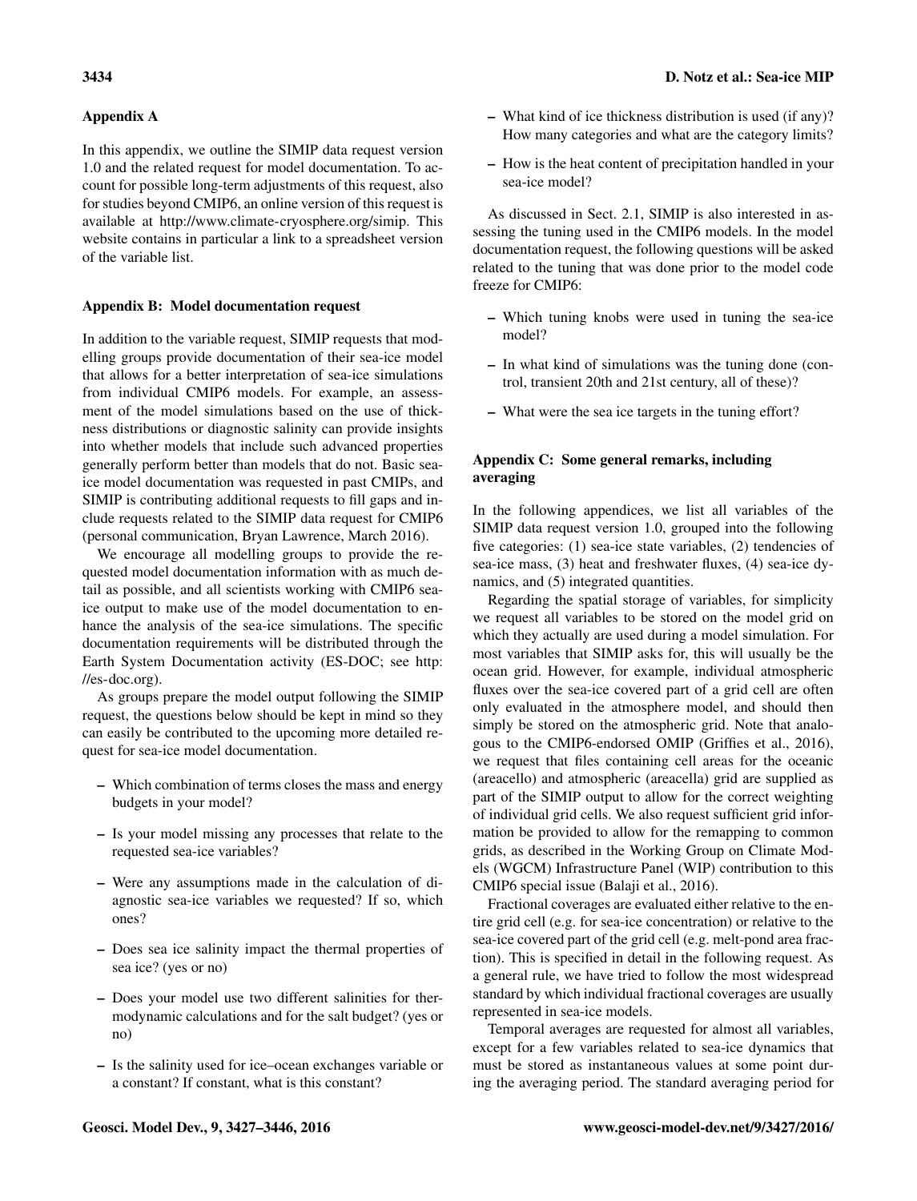## Appendix A

In this appendix, we outline the SIMIP data request version 1.0 and the related request for model documentation. To account for possible long-term adjustments of this request, also for studies beyond CMIP6, an online version of this request is available at http://www.climate-cryosphere.org/simip. This website contains in particular a link to a spreadsheet version of the variable list.

## Appendix B: Model documentation request

In addition to the variable request, SIMIP requests that modelling groups provide documentation of their sea-ice model that allows for a better interpretation of sea-ice simulations from individual CMIP6 models. For example, an assessment of the model simulations based on the use of thickness distributions or diagnostic salinity can provide insights into whether models that include such advanced properties generally perform better than models that do not. Basic sea-ice model documentation was requested in past CMIPs, and SIMIP is contributing additional requests to fill gaps and include requests related to the SIMIP data request for CMIP6 (personal communication, Bryan Lawrence, March 2016).

We encourage all modelling groups to provide the requested model documentation information with as much detail as possible, and all scientists working with CMIP6 sea-ice output to make use of the model documentation to enhance the analysis of the sea-ice simulations. The specific documentation requirements will be distributed through the Earth System Documentation activity (ES-DOC; see http://es-doc.org).

As groups prepare the model output following the SIMIP request, the questions below should be kept in mind so they can easily be contributed to the upcoming more detailed request for sea-ice model documentation.

- Which combination of terms closes the mass and energy budgets in your model?
- Is your model missing any processes that relate to the requested sea-ice variables?
- Were any assumptions made in the calculation of diagnostic sea-ice variables we requested? If so, which ones?
- Does sea ice salinity impact the thermal properties of sea ice? (yes or no)
- Does your model use two different salinities for thermodynamic calculations and for the salt budget? (yes or no)
- Is the salinity used for ice–ocean exchanges variable or a constant? If constant, what is this constant?
- What kind of ice thickness distribution is used (if any)? How many categories and what are the category limits?
- How is the heat content of precipitation handled in your sea-ice model?

As discussed in Sect. 2.1, SIMIP is also interested in assessing the tuning used in the CMIP6 models. In the model documentation request, the following questions will be asked related to the tuning that was done prior to the model code freeze for CMIP6:

- Which tuning knobs were used in tuning the sea-ice model?
- In what kind of simulations was the tuning done (control, transient 20th and 21st century, all of these)?
- What were the sea ice targets in the tuning effort?

## Appendix C: Some general remarks, including averaging

In the following appendices, we list all variables of the SIMIP data request version 1.0, grouped into the following five categories: (1) sea-ice state variables, (2) tendencies of sea-ice mass, (3) heat and freshwater fluxes, (4) sea-ice dynamics, and (5) integrated quantities.

Regarding the spatial storage of variables, for simplicity we request all variables to be stored on the model grid on which they actually are used during a model simulation. For most variables that SIMIP asks for, this will usually be the ocean grid. However, for example, individual atmospheric fluxes over the sea-ice covered part of a grid cell are often only evaluated in the atmosphere model, and should then simply be stored on the atmospheric grid. Note that analogous to the CMIP6-endorsed OMIP (Griffies et al., 2016), we request that files containing cell areas for the oceanic (areacello) and atmospheric (areacella) grid are supplied as part of the SIMIP output to allow for the correct weighting of individual grid cells. We also request sufficient grid information be provided to allow for the remapping to common grids, as described in the Working Group on Climate Models (WGCM) Infrastructure Panel (WIP) contribution to this CMIP6 special issue (Balaji et al., 2016).

Fractional coverages are evaluated either relative to the entire grid cell (e.g. for sea-ice concentration) or relative to the sea-ice covered part of the grid cell (e.g. melt-pond area fraction). This is specified in detail in the following request. As a general rule, we have tried to follow the most widespread standard by which individual fractional coverages are usually represented in sea-ice models.

Temporal averages are requested for almost all variables, except for a few variables related to sea-ice dynamics that must be stored as instantaneous values at some point during the averaging period. The standard averaging period for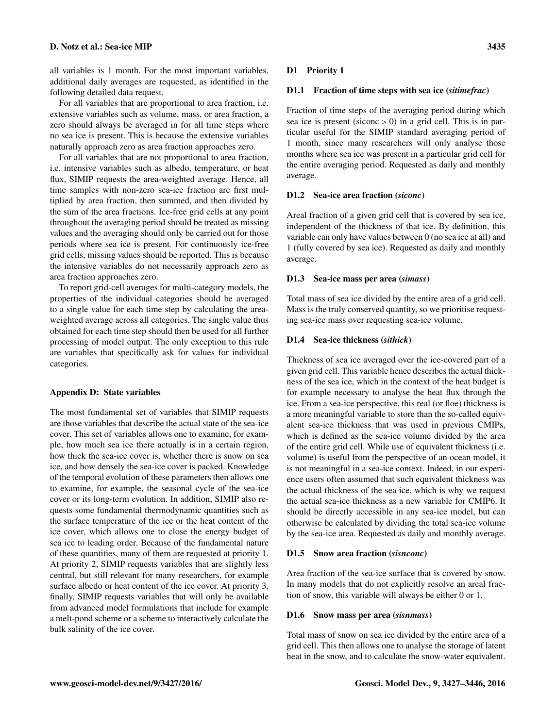all variables is 1 month. For the most important variables, additional daily averages are requested, as identified in the following detailed data request.

For all variables that are proportional to area fraction, i.e. extensive variables such as volume, mass, or area fraction, a zero should always be averaged in for all time steps where no sea ice is present. This is because the extensive variables naturally approach zero as area fraction approaches zero.

For all variables that are not proportional to area fraction, i.e. intensive variables such as albedo, temperature, or heat flux, SIMIP requests the area-weighted average. Hence, all time samples with non-zero sea-ice fraction are first multiplied by area fraction, then summed, and then divided by the sum of the area fractions. Ice-free grid cells at any point throughout the averaging period should be treated as missing values and the averaging should only be carried out for those periods where sea ice is present. For continuously ice-free grid cells, missing values should be reported. This is because the intensive variables do not necessarily approach zero as area fraction approaches zero.

To report grid-cell averages for multi-category models, the properties of the individual categories should be averaged to a single value for each time step by calculating the area-weighted average across all categories. The single value thus obtained for each time step should then be used for all further processing of model output. The only exception to this rule are variables that specifically ask for values for individual categories.

## Appendix D: State variables

The most fundamental set of variables that SIMIP requests are those variables that describe the actual state of the sea-ice cover. This set of variables allows one to examine, for example, how much sea ice there actually is in a certain region, how thick the sea-ice cover is, whether there is snow on sea ice, and how densely the sea-ice cover is packed. Knowledge of the temporal evolution of these parameters then allows one to examine, for example, the seasonal cycle of the sea-ice cover or its long-term evolution. In addition, SIMIP also requests some fundamental thermodynamic quantities such as the surface temperature of the ice or the heat content of the ice cover, which allows one to close the energy budget of sea ice to leading order. Because of the fundamental nature of these quantities, many of them are requested at priority 1. At priority 2, SIMIP requests variables that are slightly less central, but still relevant for many researchers, for example surface albedo or heat content of the ice cover. At priority 3, finally, SIMIP requests variables that will only be available from advanced model formulations that include for example a melt-pond scheme or a scheme to interactively calculate the bulk salinity of the ice cover.

### D1 Priority 1

#### D1.1 Fraction of time steps with sea ice (*sitimefrac*)

Fraction of time steps of the averaging period during which sea ice is present ($\text{siconc} > 0$) in a grid cell. This is in particular useful for the SIMIP standard averaging period of 1 month, since many researchers will only analyse those months where sea ice was present in a particular grid cell for the entire averaging period. Requested as daily and monthly average.

#### D1.2 Sea-ice area fraction (*siconc*)

Areal fraction of a given grid cell that is covered by sea ice, independent of the thickness of that ice. By definition, this variable can only have values between 0 (no sea ice at all) and 1 (fully covered by sea ice). Requested as daily and monthly average.

#### D1.3 Sea-ice mass per area (*simass*)

Total mass of sea ice divided by the entire area of a grid cell. Mass is the truly conserved quantity, so we prioritise requesting sea-ice mass over requesting sea-ice volume.

#### D1.4 Sea-ice thickness (*sithick*)

Thickness of sea ice averaged over the ice-covered part of a given grid cell. This variable hence describes the actual thickness of the sea ice, which in the context of the heat budget is for example necessary to analyse the heat flux through the ice. From a sea-ice perspective, this real (or floe) thickness is a more meaningful variable to store than the so-called equivalent sea-ice thickness that was used in previous CMIPs, which is defined as the sea-ice volume divided by the area of the entire grid cell. While use of equivalent thickness (i.e. volume) is useful from the perspective of an ocean model, it is not meaningful in a sea-ice context. Indeed, in our experience users often assumed that such equivalent thickness was the actual thickness of the sea ice, which is why we request the actual sea-ice thickness as a new variable for CMIP6. It should be directly accessible in any sea-ice model, but can otherwise be calculated by dividing the total sea-ice volume by the sea-ice area. Requested as daily and monthly average.

#### D1.5 Snow area fraction (*sisnconc*)

Area fraction of the sea-ice surface that is covered by snow. In many models that do not explicitly resolve an areal fraction of snow, this variable will always be either 0 or 1.

#### D1.6 Snow mass per area (*sisnmass*)

Total mass of snow on sea ice divided by the entire area of a grid cell. This then allows one to analyse the storage of latent heat in the snow, and to calculate the snow-water equivalent.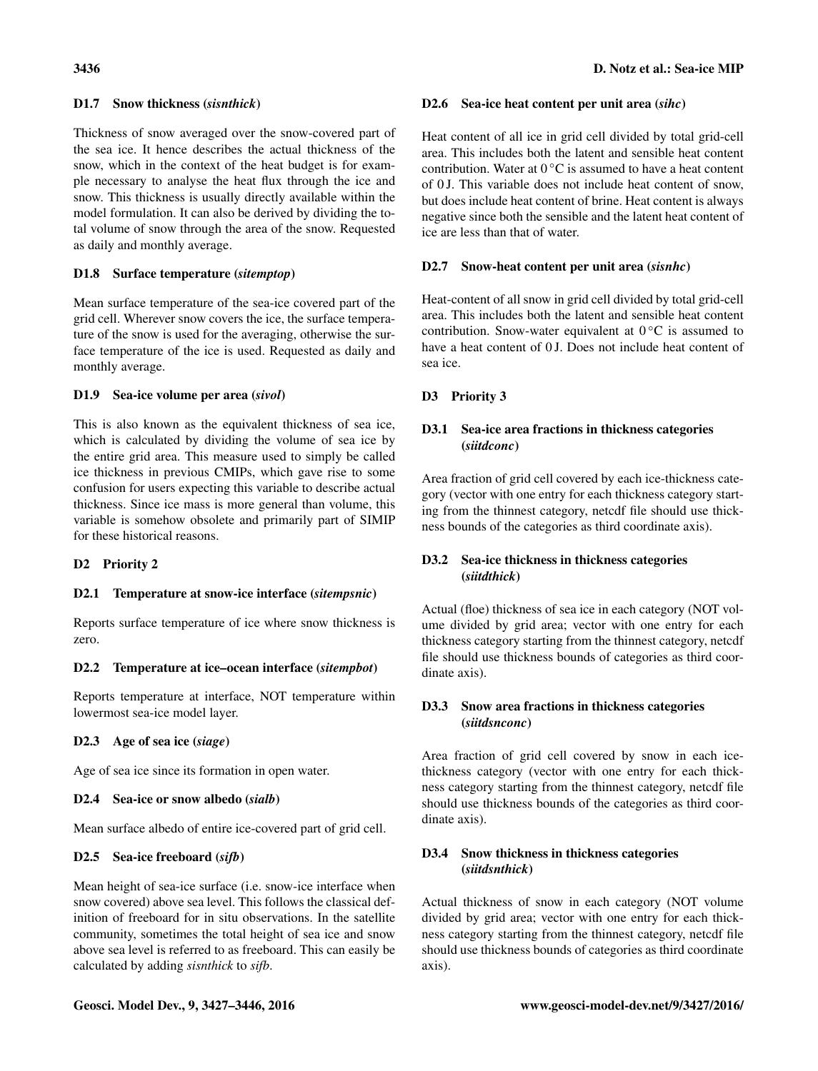### D1.7 Snow thickness (*sisnthick*)

Thickness of snow averaged over the snow-covered part of the sea ice. It hence describes the actual thickness of the snow, which in the context of the heat budget is for example necessary to analyse the heat flux through the ice and snow. This thickness is usually directly available within the model formulation. It can also be derived by dividing the total volume of snow through the area of the snow. Requested as daily and monthly average.

### D1.8 Surface temperature (*sitemptop*)

Mean surface temperature of the sea-ice covered part of the grid cell. Wherever snow covers the ice, the surface temperature of the snow is used for the averaging, otherwise the surface temperature of the ice is used. Requested as daily and monthly average.

### D1.9 Sea-ice volume per area (*sivol*)

This is also known as the equivalent thickness of sea ice, which is calculated by dividing the volume of sea ice by the entire grid area. This measure used to simply be called ice thickness in previous CMIPs, which gave rise to some confusion for users expecting this variable to describe actual thickness. Since ice mass is more general than volume, this variable is somehow obsolete and primarily part of SIMIP for these historical reasons.

## D2 Priority 2

### D2.1 Temperature at snow-ice interface (*sitempsnic*)

Reports surface temperature of ice where snow thickness is zero.

### D2.2 Temperature at ice–ocean interface (*sitempbot*)

Reports temperature at interface, NOT temperature within lowermost sea-ice model layer.

### D2.3 Age of sea ice (*siage*)

Age of sea ice since its formation in open water.

### D2.4 Sea-ice or snow albedo (*sialb*)

Mean surface albedo of entire ice-covered part of grid cell.

### D2.5 Sea-ice freeboard (*sifb*)

Mean height of sea-ice surface (i.e. snow-ice interface when snow covered) above sea level. This follows the classical definition of freeboard for in situ observations. In the satellite community, sometimes the total height of sea ice and snow above sea level is referred to as freeboard. This can easily be calculated by adding *sisnthick* to *sifb*.

### D2.6 Sea-ice heat content per unit area (*sihc*)

Heat content of all ice in grid cell divided by total grid-cell area. This includes both the latent and sensible heat content contribution. Water at 0 °C is assumed to have a heat content of 0 J. This variable does not include heat content of snow, but does include heat content of brine. Heat content is always negative since both the sensible and the latent heat content of ice are less than that of water.

### D2.7 Snow-heat content per unit area (*sisnhc*)

Heat-content of all snow in grid cell divided by total grid-cell area. This includes both the latent and sensible heat content contribution. Snow-water equivalent at 0 °C is assumed to have a heat content of 0 J. Does not include heat content of sea ice.

## D3 Priority 3

### D3.1 Sea-ice area fractions in thickness categories (*siitdconc*)

Area fraction of grid cell covered by each ice-thickness category (vector with one entry for each thickness category starting from the thinnest category, netcdf file should use thickness bounds of the categories as third coordinate axis).

### D3.2 Sea-ice thickness in thickness categories (*siitdthick*)

Actual (floe) thickness of sea ice in each category (NOT volume divided by grid area; vector with one entry for each thickness category starting from the thinnest category, netcdf file should use thickness bounds of categories as third coordinate axis).

### D3.3 Snow area fractions in thickness categories (*siitdsnconc*)

Area fraction of grid cell covered by snow in each ice-thickness category (vector with one entry for each thickness category starting from the thinnest category, netcdf file should use thickness bounds of the categories as third coordinate axis).

### D3.4 Snow thickness in thickness categories (*siitdsnthick*)

Actual thickness of snow in each category (NOT volume divided by grid area; vector with one entry for each thickness category starting from the thinnest category, netcdf file should use thickness bounds of categories as third coordinate axis).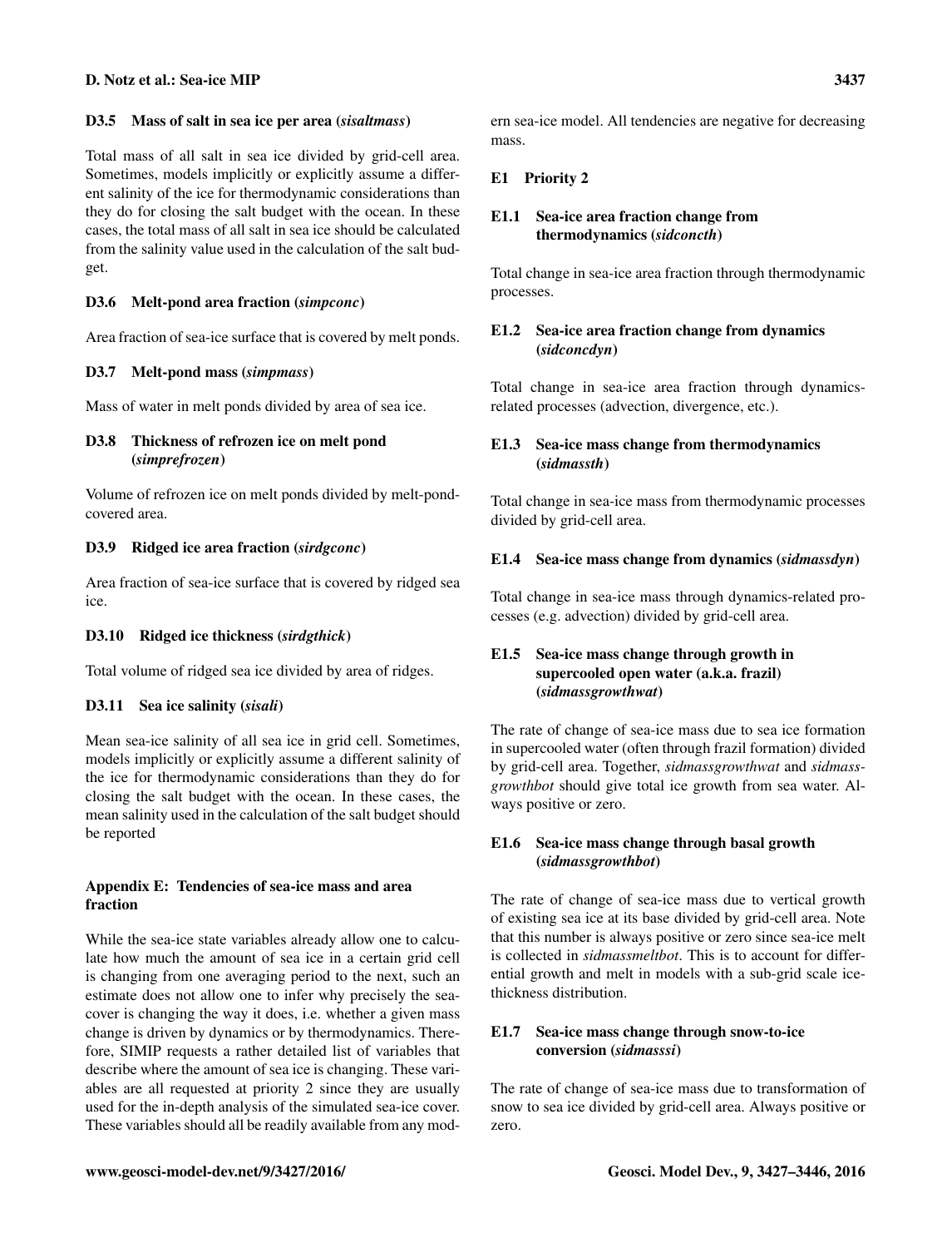### D3.5 Mass of salt in sea ice per area (*sisaltmass*)

Total mass of all salt in sea ice divided by grid-cell area. Sometimes, models implicitly or explicitly assume a different salinity of the ice for thermodynamic considerations than they do for closing the salt budget with the ocean. In these cases, the total mass of all salt in sea ice should be calculated from the salinity value used in the calculation of the salt budget.

### D3.6 Melt-pond area fraction (*simpconc*)

Area fraction of sea-ice surface that is covered by melt ponds.

### D3.7 Melt-pond mass (*simpmass*)

Mass of water in melt ponds divided by area of sea ice.

### D3.8 Thickness of refrozen ice on melt pond (*simprefrozen*)

Volume of refrozen ice on melt ponds divided by melt-pond-covered area.

### D3.9 Ridged ice area fraction (*sirdgconc*)

Area fraction of sea-ice surface that is covered by ridged sea ice.

### D3.10 Ridged ice thickness (*sirdgthick*)

Total volume of ridged sea ice divided by area of ridges.

### D3.11 Sea ice salinity (*sisali*)

Mean sea-ice salinity of all sea ice in grid cell. Sometimes, models implicitly or explicitly assume a different salinity of the ice for thermodynamic considerations than they do for closing the salt budget with the ocean. In these cases, the mean salinity used in the calculation of the salt budget should be reported

## Appendix E: Tendencies of sea-ice mass and area fraction

While the sea-ice state variables already allow one to calculate how much the amount of sea ice in a certain grid cell is changing from one averaging period to the next, such an estimate does not allow one to infer why precisely the sea-cover is changing the way it does, i.e. whether a given mass change is driven by dynamics or by thermodynamics. Therefore, SIMIP requests a rather detailed list of variables that describe where the amount of sea ice is changing. These variables are all requested at priority 2 since they are usually used for the in-depth analysis of the simulated sea-ice cover. These variables should all be readily available from any modern sea-ice model. All tendencies are negative for decreasing mass.

### E1 Priority 2

### E1.1 Sea-ice area fraction change from thermodynamics (*sidconcth*)

Total change in sea-ice area fraction through thermodynamic processes.

### E1.2 Sea-ice area fraction change from dynamics (*sidconcdyn*)

Total change in sea-ice area fraction through dynamics-related processes (advection, divergence, etc.).

### E1.3 Sea-ice mass change from thermodynamics (*sidmassth*)

Total change in sea-ice mass from thermodynamic processes divided by grid-cell area.

### E1.4 Sea-ice mass change from dynamics (*sidmassdyn*)

Total change in sea-ice mass through dynamics-related processes (e.g. advection) divided by grid-cell area.

### E1.5 Sea-ice mass change through growth in supercooled open water (a.k.a. frazil) (*sidmassgrowthwat*)

The rate of change of sea-ice mass due to sea ice formation in supercooled water (often through frazil formation) divided by grid-cell area. Together, *sidmassgrowthwat* and *sidmassgrowthbot* should give total ice growth from sea water. Always positive or zero.

### E1.6 Sea-ice mass change through basal growth (*sidmassgrowthbot*)

The rate of change of sea-ice mass due to vertical growth of existing sea ice at its base divided by grid-cell area. Note that this number is always positive or zero since sea-ice melt is collected in *sidmassmeltbot*. This is to account for differential growth and melt in models with a sub-grid scale ice-thickness distribution.

### E1.7 Sea-ice mass change through snow-to-ice conversion (*sidmasssi*)

The rate of change of sea-ice mass due to transformation of snow to sea ice divided by grid-cell area. Always positive or zero.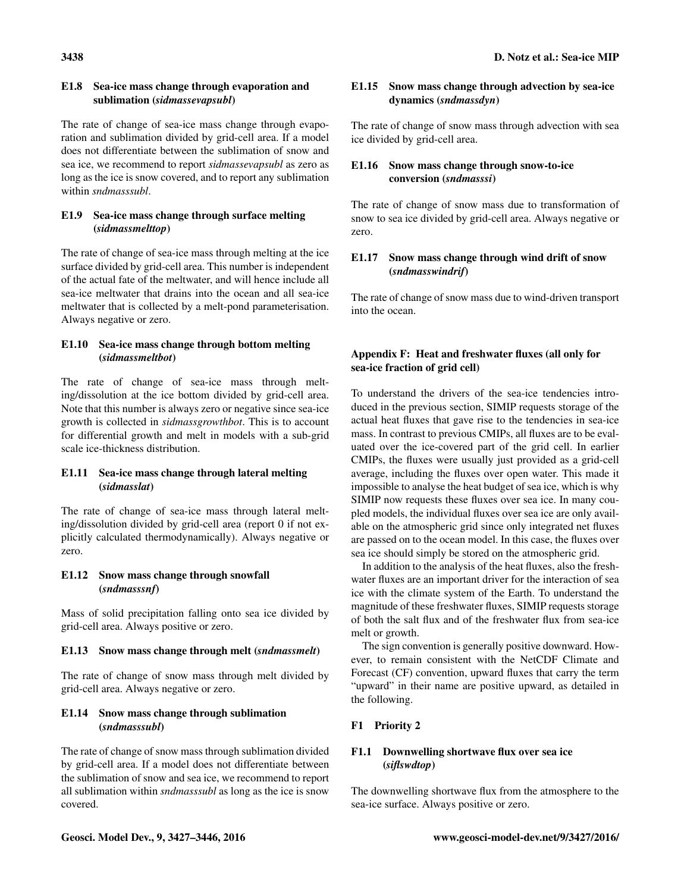### E1.8 Sea-ice mass change through evaporation and sublimation (*sidmassevapsubl*)

The rate of change of sea-ice mass change through evaporation and sublimation divided by grid-cell area. If a model does not differentiate between the sublimation of snow and sea ice, we recommend to report *sidmassevapsubl* as zero as long as the ice is snow covered, and to report any sublimation within *sndmasssubl*.

### E1.9 Sea-ice mass change through surface melting (*sidmassmelttop*)

The rate of change of sea-ice mass through melting at the ice surface divided by grid-cell area. This number is independent of the actual fate of the meltwater, and will hence include all sea-ice meltwater that drains into the ocean and all sea-ice meltwater that is collected by a melt-pond parameterisation. Always negative or zero.

### E1.10 Sea-ice mass change through bottom melting (*sidmassmeltbot*)

The rate of change of sea-ice mass through melting/dissolution at the ice bottom divided by grid-cell area. Note that this number is always zero or negative since sea-ice growth is collected in *sidmassgrowthbot*. This is to account for differential growth and melt in models with a sub-grid scale ice-thickness distribution.

### E1.11 Sea-ice mass change through lateral melting (*sidmasslat*)

The rate of change of sea-ice mass through lateral melting/dissolution divided by grid-cell area (report 0 if not explicitly calculated thermodynamically). Always negative or zero.

### E1.12 Snow mass change through snowfall (*sndmasssnf*)

Mass of solid precipitation falling onto sea ice divided by grid-cell area. Always positive or zero.

### E1.13 Snow mass change through melt (*sndmassmelt*)

The rate of change of snow mass through melt divided by grid-cell area. Always negative or zero.

### E1.14 Snow mass change through sublimation (*sndmasssubl*)

The rate of change of snow mass through sublimation divided by grid-cell area. If a model does not differentiate between the sublimation of snow and sea ice, we recommend to report all sublimation within *sndmasssubl* as long as the ice is snow covered.

### E1.15 Snow mass change through advection by sea-ice dynamics (*sndmassdyn*)

The rate of change of snow mass through advection with sea ice divided by grid-cell area.

### E1.16 Snow mass change through snow-to-ice conversion (*sndmasssi*)

The rate of change of snow mass due to transformation of snow to sea ice divided by grid-cell area. Always negative or zero.

### E1.17 Snow mass change through wind drift of snow (*sndmasswindrif*)

The rate of change of snow mass due to wind-driven transport into the ocean.

## Appendix F: Heat and freshwater fluxes (all only for sea-ice fraction of grid cell)

To understand the drivers of the sea-ice tendencies introduced in the previous section, SIMIP requests storage of the actual heat fluxes that gave rise to the tendencies in sea-ice mass. In contrast to previous CMIPs, all fluxes are to be evaluated over the ice-covered part of the grid cell. In earlier CMIPs, the fluxes were usually just provided as a grid-cell average, including the fluxes over open water. This made it impossible to analyse the heat budget of sea ice, which is why SIMIP now requests these fluxes over sea ice. In many coupled models, the individual fluxes over sea ice are only available on the atmospheric grid since only integrated net fluxes are passed on to the ocean model. In this case, the fluxes over sea ice should simply be stored on the atmospheric grid.

In addition to the analysis of the heat fluxes, also the freshwater fluxes are an important driver for the interaction of sea ice with the climate system of the Earth. To understand the magnitude of these freshwater fluxes, SIMIP requests storage of both the salt flux and of the freshwater flux from sea-ice melt or growth.

The sign convention is generally positive downward. However, to remain consistent with the NetCDF Climate and Forecast (CF) convention, upward fluxes that carry the term "upward" in their name are positive upward, as detailed in the following.

### F1 Priority 2

### F1.1 Downwelling shortwave flux over sea ice (*siflswdtop*)

The downwelling shortwave flux from the atmosphere to the sea-ice surface. Always positive or zero.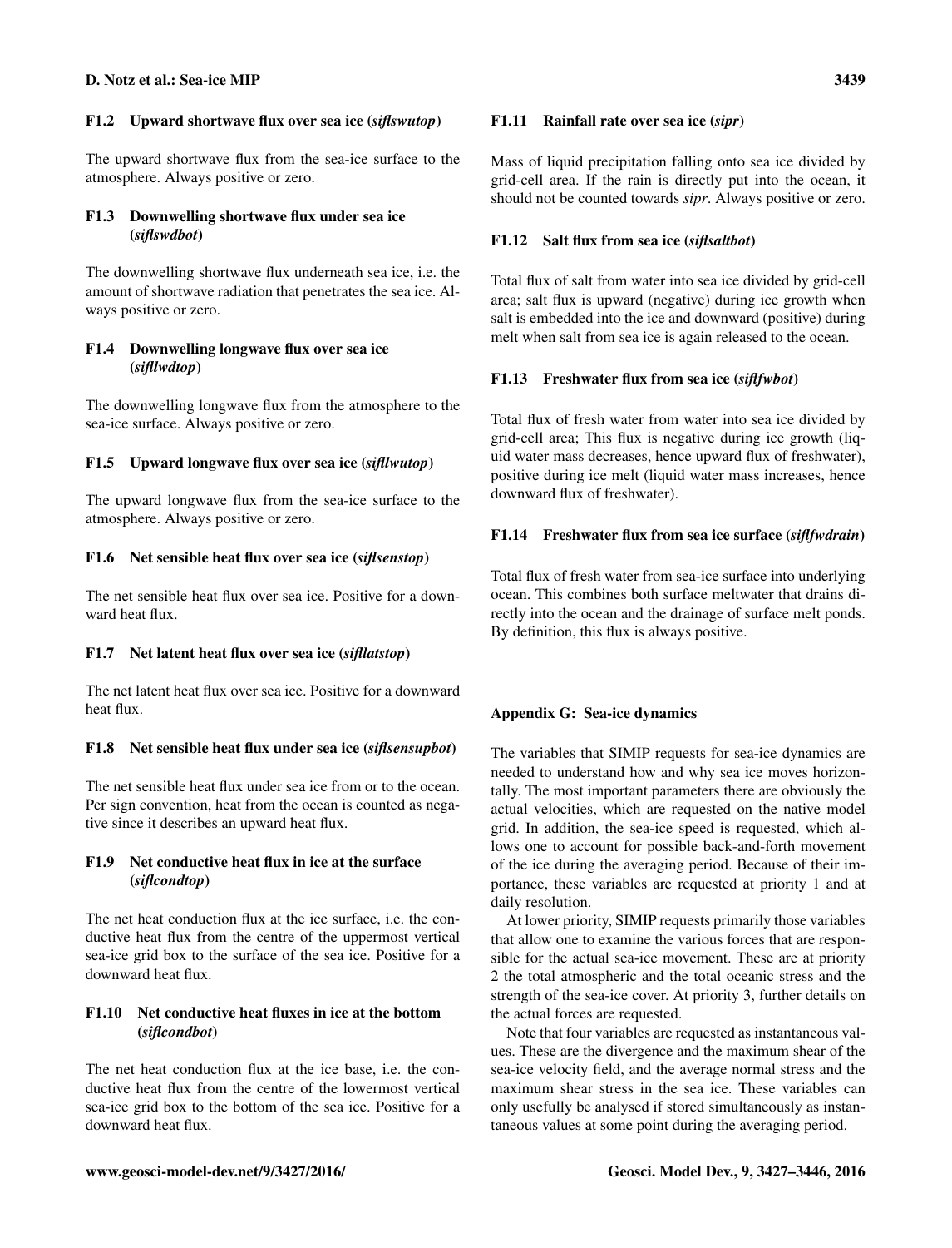### F1.2 Upward shortwave flux over sea ice (*siflswutop*)

The upward shortwave flux from the sea-ice surface to the atmosphere. Always positive or zero.

### F1.3 Downwelling shortwave flux under sea ice (*siflswdbot*)

The downwelling shortwave flux underneath sea ice, i.e. the amount of shortwave radiation that penetrates the sea ice. Always positive or zero.

### F1.4 Downwelling longwave flux over sea ice (*sifllwdtop*)

The downwelling longwave flux from the atmosphere to the sea-ice surface. Always positive or zero.

### F1.5 Upward longwave flux over sea ice (*sifllwutop*)

The upward longwave flux from the sea-ice surface to the atmosphere. Always positive or zero.

### F1.6 Net sensible heat flux over sea ice (*siflsenstop*)

The net sensible heat flux over sea ice. Positive for a downward heat flux.

### F1.7 Net latent heat flux over sea ice (*sifllatstop*)

The net latent heat flux over sea ice. Positive for a downward heat flux.

### F1.8 Net sensible heat flux under sea ice (*siflsensupbot*)

The net sensible heat flux under sea ice from or to the ocean. Per sign convention, heat from the ocean is counted as negative since it describes an upward heat flux.

### F1.9 Net conductive heat flux in ice at the surface (*siflcondtop*)

The net heat conduction flux at the ice surface, i.e. the conductive heat flux from the centre of the uppermost vertical sea-ice grid box to the surface of the sea ice. Positive for a downward heat flux.

### F1.10 Net conductive heat fluxes in ice at the bottom (*siflcondbot*)

The net heat conduction flux at the ice base, i.e. the conductive heat flux from the centre of the lowermost vertical sea-ice grid box to the bottom of the sea ice. Positive for a downward heat flux.

### F1.11 Rainfall rate over sea ice (*sipr*)

Mass of liquid precipitation falling onto sea ice divided by grid-cell area. If the rain is directly put into the ocean, it should not be counted towards *sipr*. Always positive or zero.

### F1.12 Salt flux from sea ice (*siflsaltbot*)

Total flux of salt from water into sea ice divided by grid-cell area; salt flux is upward (negative) during ice growth when salt is embedded into the ice and downward (positive) during melt when salt from sea ice is again released to the ocean.

### F1.13 Freshwater flux from sea ice (*siflfwbot*)

Total flux of fresh water from water into sea ice divided by grid-cell area; This flux is negative during ice growth (liquid water mass decreases, hence upward flux of freshwater), positive during ice melt (liquid water mass increases, hence downward flux of freshwater).

### F1.14 Freshwater flux from sea ice surface (*siflfwdrain*)

Total flux of fresh water from sea-ice surface into underlying ocean. This combines both surface meltwater that drains directly into the ocean and the drainage of surface melt ponds. By definition, this flux is always positive.

## Appendix G: Sea-ice dynamics

The variables that SIMIP requests for sea-ice dynamics are needed to understand how and why sea ice moves horizontally. The most important parameters there are obviously the actual velocities, which are requested on the native model grid. In addition, the sea-ice speed is requested, which allows one to account for possible back-and-forth movement of the ice during the averaging period. Because of their importance, these variables are requested at priority 1 and at daily resolution.

At lower priority, SIMIP requests primarily those variables that allow one to examine the various forces that are responsible for the actual sea-ice movement. These are at priority 2 the total atmospheric and the total oceanic stress and the strength of the sea-ice cover. At priority 3, further details on the actual forces are requested.

Note that four variables are requested as instantaneous values. These are the divergence and the maximum shear of the sea-ice velocity field, and the average normal stress and the maximum shear stress in the sea ice. These variables can only usefully be analysed if stored simultaneously as instantaneous values at some point during the averaging period.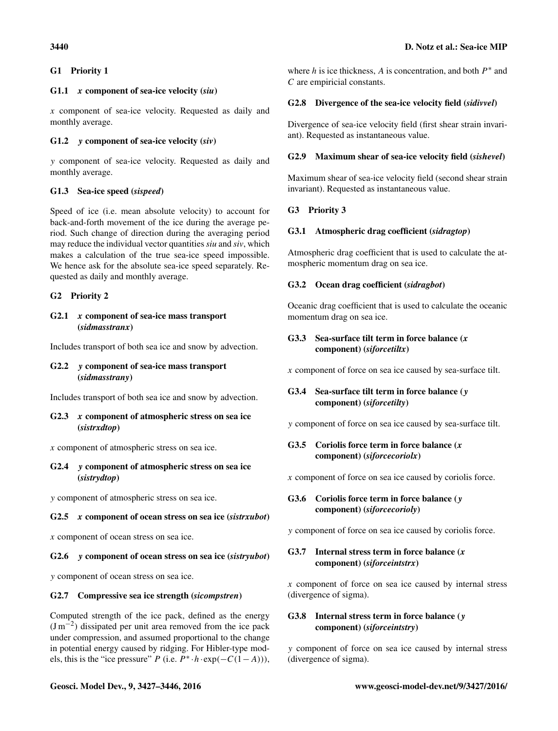## G1 Priority 1

### G1.1 $x$ component of sea-ice velocity (*siu*)

$x$ component of sea-ice velocity. Requested as daily and monthly average.

### G1.2 $y$ component of sea-ice velocity (*siv*)

$y$ component of sea-ice velocity. Requested as daily and monthly average.

### G1.3 Sea-ice speed (*sispeed*)

Speed of ice (i.e. mean absolute velocity) to account for back-and-forth movement of the ice during the average period. Such change of direction during the averaging period may reduce the individual vector quantities *siu* and *siv*, which makes a calculation of the true sea-ice speed impossible. We hence ask for the absolute sea-ice speed separately. Requested as daily and monthly average.

## G2 Priority 2

### G2.1 $x$ component of sea-ice mass transport (*sidmasstranx*)

Includes transport of both sea ice and snow by advection.

### G2.2 $y$ component of sea-ice mass transport (*sidmasstrany*)

Includes transport of both sea ice and snow by advection.

### G2.3 $x$ component of atmospheric stress on sea ice (*sistrxdtop*)

$x$ component of atmospheric stress on sea ice.

### G2.4 $y$ component of atmospheric stress on sea ice (*sistrydtop*)

$y$ component of atmospheric stress on sea ice.

### G2.5 $x$ component of ocean stress on sea ice (*sistrxubot*)

$x$ component of ocean stress on sea ice.

### G2.6 $y$ component of ocean stress on sea ice (*sistryubot*)

$y$ component of ocean stress on sea ice.

### G2.7 Compressive sea ice strength (*sicompstren*)

Computed strength of the ice pack, defined as the energy ($\mathrm{J\,m^{-2}}$) dissipated per unit area removed from the ice pack under compression, and assumed proportional to the change in potential energy caused by ridging. For Hibler-type models, this is the "ice pressure" $P$ (i.e. $P^* \cdot h \cdot \exp(-C(1-A))$), where $h$ is ice thickness, $A$ is concentration, and both $P^*$ and $C$ are empiricial constants.

### G2.8 Divergence of the sea-ice velocity field (*sidivvel*)

Divergence of sea-ice velocity field (first shear strain invariant). Requested as instantaneous value.

### G2.9 Maximum shear of sea-ice velocity field (*sishevel*)

Maximum shear of sea-ice velocity field (second shear strain invariant). Requested as instantaneous value.

## G3 Priority 3

### G3.1 Atmospheric drag coefficient (*sidragtop*)

Atmospheric drag coefficient that is used to calculate the atmospheric momentum drag on sea ice.

### G3.2 Ocean drag coefficient (*sidragbot*)

Oceanic drag coefficient that is used to calculate the oceanic momentum drag on sea ice.

### G3.3 Sea-surface tilt term in force balance ($x$ component) (*siforcetiltx*)

$x$ component of force on sea ice caused by sea-surface tilt.

### G3.4 Sea-surface tilt term in force balance ($y$ component) (*siforcetilty*)

$y$ component of force on sea ice caused by sea-surface tilt.

### G3.5 Coriolis force term in force balance ($x$ component) (*siforcecoriolx*)

$x$ component of force on sea ice caused by coriolis force.

### G3.6 Coriolis force term in force balance ($y$ component) (*siforcecorioly*)

$y$ component of force on sea ice caused by coriolis force.

### G3.7 Internal stress term in force balance ($x$ component) (*siforceintstrx*)

$x$ component of force on sea ice caused by internal stress (divergence of sigma).

### G3.8 Internal stress term in force balance ($y$ component) (*siforceintstry*)

$y$ component of force on sea ice caused by internal stress (divergence of sigma).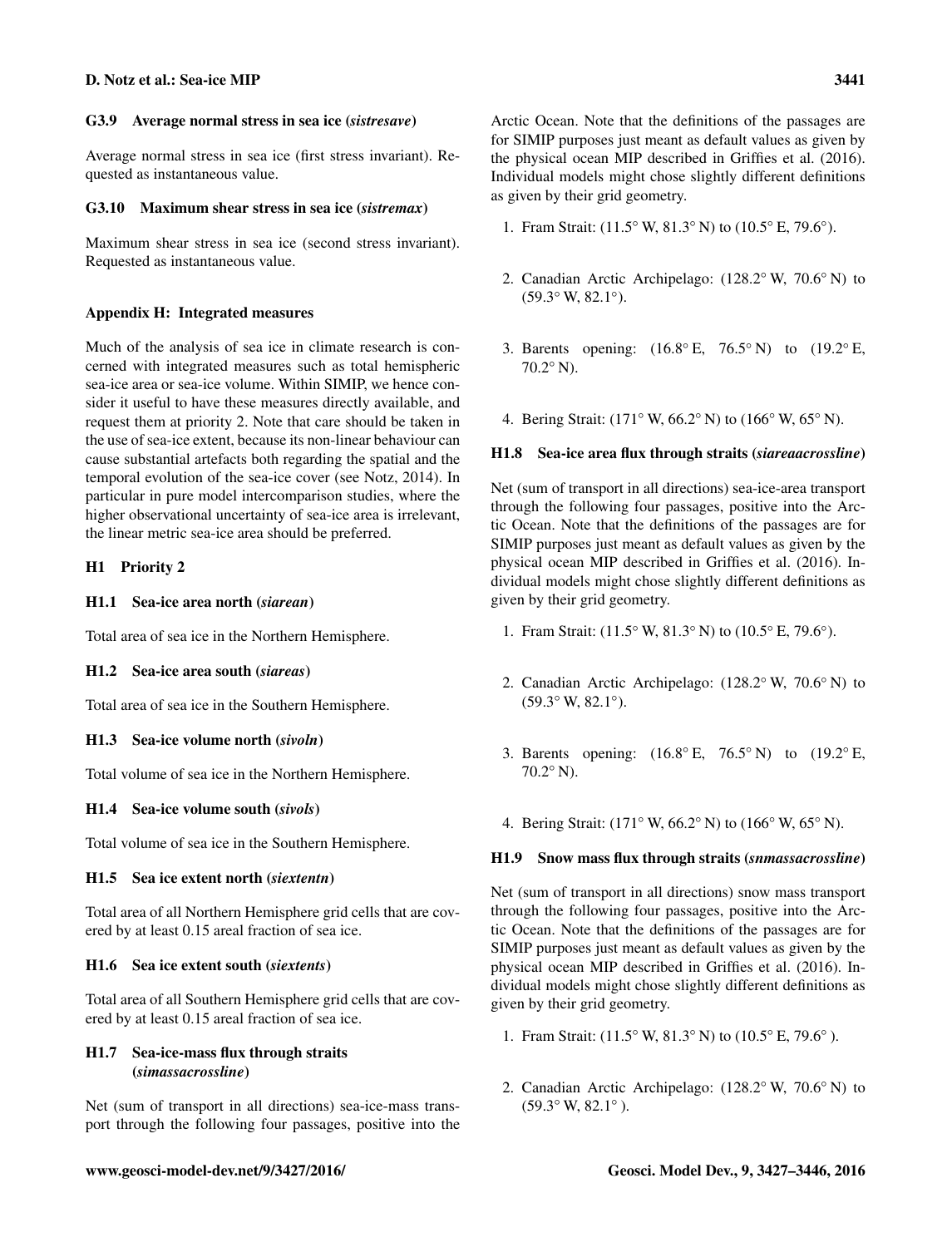### G3.9 Average normal stress in sea ice (*sistresave*)

Average normal stress in sea ice (first stress invariant). Requested as instantaneous value.

### G3.10 Maximum shear stress in sea ice (*sistremax*)

Maximum shear stress in sea ice (second stress invariant). Requested as instantaneous value.

## Appendix H: Integrated measures

Much of the analysis of sea ice in climate research is concerned with integrated measures such as total hemispheric sea-ice area or sea-ice volume. Within SIMIP, we hence consider it useful to have these measures directly available, and request them at priority 2. Note that care should be taken in the use of sea-ice extent, because its non-linear behaviour can cause substantial artefacts both regarding the spatial and the temporal evolution of the sea-ice cover (see Notz, 2014). In particular in pure model intercomparison studies, where the higher observational uncertainty of sea-ice area is irrelevant, the linear metric sea-ice area should be preferred.

### H1 Priority 2

### H1.1 Sea-ice area north (*siarean*)

Total area of sea ice in the Northern Hemisphere.

### H1.2 Sea-ice area south (*siareas*)

Total area of sea ice in the Southern Hemisphere.

### H1.3 Sea-ice volume north (*sivoln*)

Total volume of sea ice in the Northern Hemisphere.

### H1.4 Sea-ice volume south (*sivols*)

Total volume of sea ice in the Southern Hemisphere.

### H1.5 Sea ice extent north (*siextentn*)

Total area of all Northern Hemisphere grid cells that are covered by at least 0.15 areal fraction of sea ice.

### H1.6 Sea ice extent south (*siextents*)

Total area of all Southern Hemisphere grid cells that are covered by at least 0.15 areal fraction of sea ice.

### H1.7 Sea-ice-mass flux through straits (*simassacrossline*)

Net (sum of transport in all directions) sea-ice-mass transport through the following four passages, positive into the Arctic Ocean. Note that the definitions of the passages are for SIMIP purposes just meant as default values as given by the physical ocean MIP described in Griffies et al. (2016). Individual models might chose slightly different definitions as given by their grid geometry.

1. Fram Strait: (11.5° W, 81.3° N) to (10.5° E, 79.6°).
2. Canadian Arctic Archipelago: (128.2° W, 70.6° N) to (59.3° W, 82.1°).
3. Barents opening: (16.8° E, 76.5° N) to (19.2° E, 70.2° N).
4. Bering Strait: (171° W, 66.2° N) to (166° W, 65° N).

### H1.8 Sea-ice area flux through straits (*siareaacrossline*)

Net (sum of transport in all directions) sea-ice-area transport through the following four passages, positive into the Arctic Ocean. Note that the definitions of the passages are for SIMIP purposes just meant as default values as given by the physical ocean MIP described in Griffies et al. (2016). Individual models might chose slightly different definitions as given by their grid geometry.

1. Fram Strait: (11.5° W, 81.3° N) to (10.5° E, 79.6°).
2. Canadian Arctic Archipelago: (128.2° W, 70.6° N) to (59.3° W, 82.1°).
3. Barents opening: (16.8° E, 76.5° N) to (19.2° E, 70.2° N).
4. Bering Strait: (171° W, 66.2° N) to (166° W, 65° N).

### H1.9 Snow mass flux through straits (*snmassacrossline*)

Net (sum of transport in all directions) snow mass transport through the following four passages, positive into the Arctic Ocean. Note that the definitions of the passages are for SIMIP purposes just meant as default values as given by the physical ocean MIP described in Griffies et al. (2016). Individual models might chose slightly different definitions as given by their grid geometry.

1. Fram Strait: (11.5° W, 81.3° N) to (10.5° E, 79.6° ).
2. Canadian Arctic Archipelago: (128.2° W, 70.6° N) to (59.3° W, 82.1° ).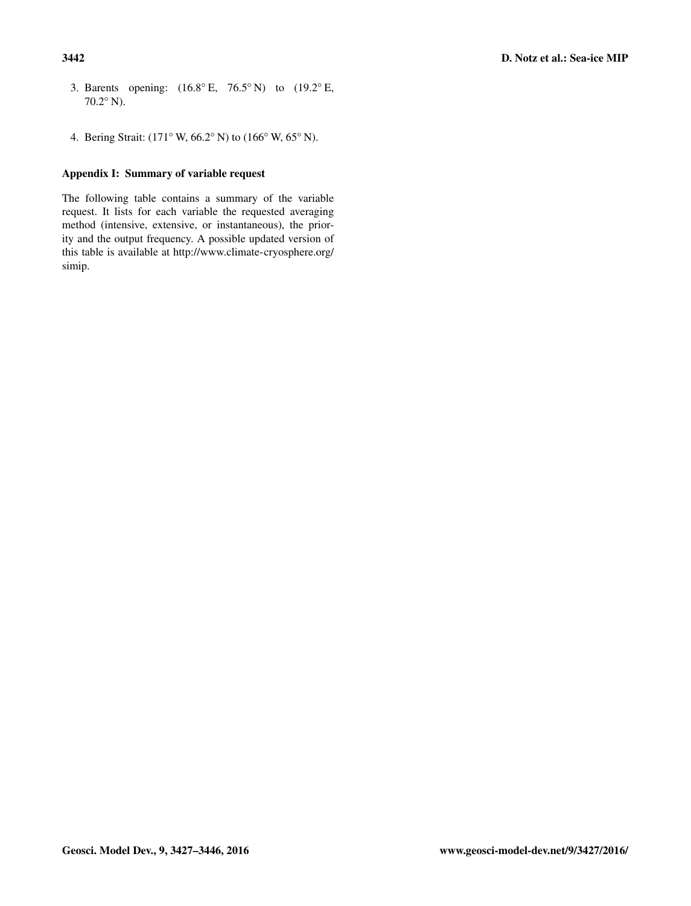3. Barents opening: (16.8° E, 76.5° N) to (19.2° E, 70.2° N).

4. Bering Strait: (171° W, 66.2° N) to (166° W, 65° N).

## Appendix I: Summary of variable request

The following table contains a summary of the variable request. It lists for each variable the requested averaging method (intensive, extensive, or instantaneous), the priority and the output frequency. A possible updated version of this table is available at http://www.climate-cryosphere.org/simip.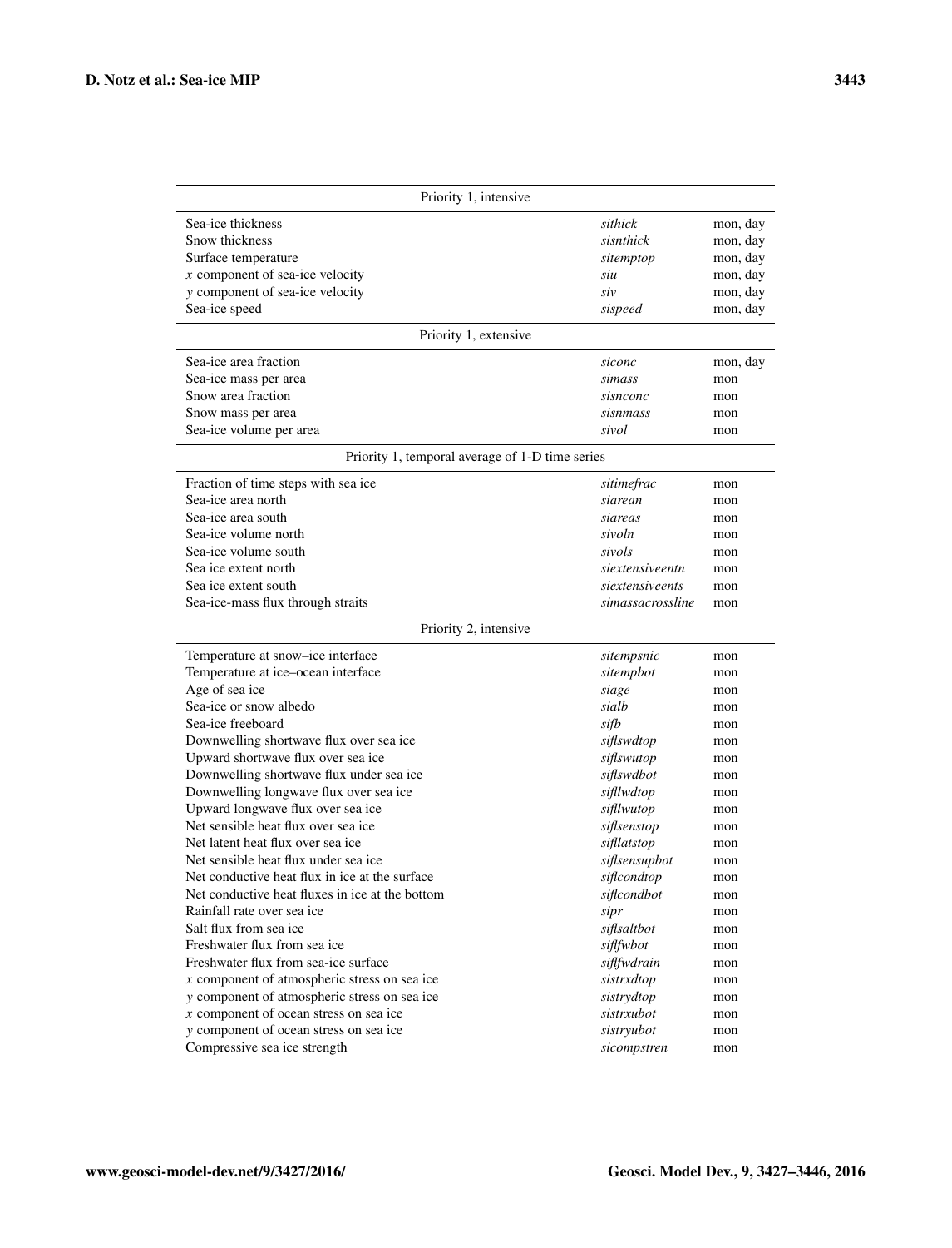| Priority 1, intensive | | |
|---|---|---|
| Sea-ice thickness | *sithick* | mon, day |
| Snow thickness | *sisnthick* | mon, day |
| Surface temperature | *sitemptop* | mon, day |
| $x$ component of sea-ice velocity | *siu* | mon, day |
| $y$ component of sea-ice velocity | *siv* | mon, day |
| Sea-ice speed | *sispeed* | mon, day |
| **Priority 1, extensive** | | |
| Sea-ice area fraction | *siconc* | mon, day |
| Sea-ice mass per area | *simass* | mon |
| Snow area fraction | *sisnconc* | mon |
| Snow mass per area | *sisnmass* | mon |
| Sea-ice volume per area | *sivol* | mon |
| **Priority 1, temporal average of 1-D time series** | | |
| Fraction of time steps with sea ice | *sitimefrac* | mon |
| Sea-ice area north | *siarean* | mon |
| Sea-ice area south | *siareas* | mon |
| Sea-ice volume north | *sivoln* | mon |
| Sea-ice volume south | *sivols* | mon |
| Sea ice extent north | *siextensiveentn* | mon |
| Sea ice extent south | *siextensiveents* | mon |
| Sea-ice-mass flux through straits | *simassacrossline* | mon |
| **Priority 2, intensive** | | |
| Temperature at snow–ice interface | *sitempsnic* | mon |
| Temperature at ice–ocean interface | *sitempbot* | mon |
| Age of sea ice | *siage* | mon |
| Sea-ice or snow albedo | *sialb* | mon |
| Sea-ice freeboard | *sifb* | mon |
| Downwelling shortwave flux over sea ice | *siflswdtop* | mon |
| Upward shortwave flux over sea ice | *siflswutop* | mon |
| Downwelling shortwave flux under sea ice | *siflswdbot* | mon |
| Downwelling longwave flux over sea ice | *sifllwdtop* | mon |
| Upward longwave flux over sea ice | *sifllwutop* | mon |
| Net sensible heat flux over sea ice | *siflsenstop* | mon |
| Net latent heat flux over sea ice | *sifllatstop* | mon |
| Net sensible heat flux under sea ice | *siflsensupbot* | mon |
| Net conductive heat flux in ice at the surface | *siflcondtop* | mon |
| Net conductive heat fluxes in ice at the bottom | *siflcondbot* | mon |
| Rainfall rate over sea ice | *sipr* | mon |
| Salt flux from sea ice | *siflsaltbot* | mon |
| Freshwater flux from sea ice | *siflfwbot* | mon |
| Freshwater flux from sea-ice surface | *siflfwdrain* | mon |
| $x$ component of atmospheric stress on sea ice | *sistrxdtop* | mon |
| $y$ component of atmospheric stress on sea ice | *sistrydtop* | mon |
| $x$ component of ocean stress on sea ice | *sistrxubot* | mon |
| $y$ component of ocean stress on sea ice | *sistryubot* | mon |
| Compressive sea ice strength | *sicompstren* | mon |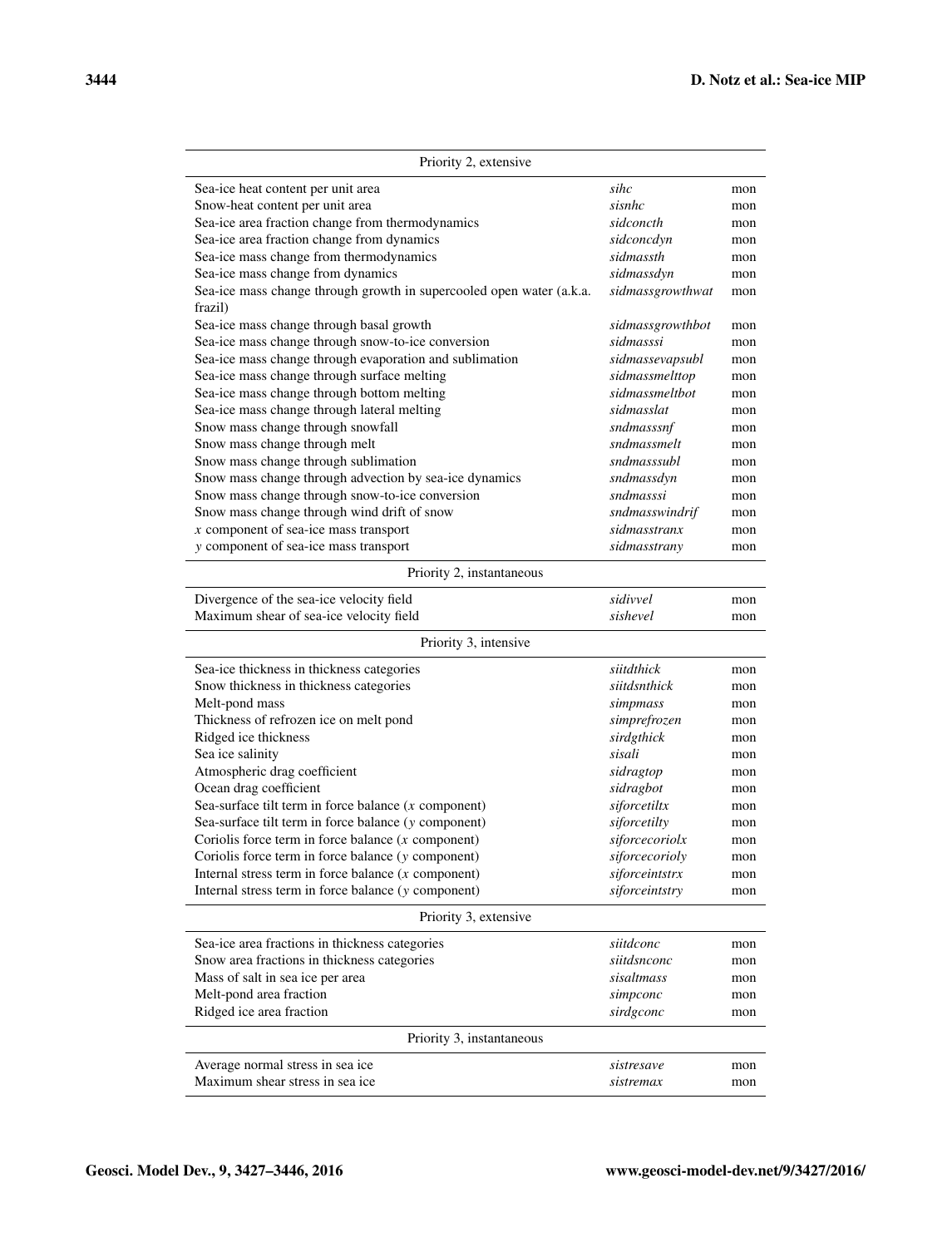| Priority 2, extensive | | |
|---|---|---|
| Sea-ice heat content per unit area | *sihc* | mon |
| Snow-heat content per unit area | *sisnhc* | mon |
| Sea-ice area fraction change from thermodynamics | *sidconcth* | mon |
| Sea-ice area fraction change from dynamics | *sidconcdyn* | mon |
| Sea-ice mass change from thermodynamics | *sidmassth* | mon |
| Sea-ice mass change from dynamics | *sidmassdyn* | mon |
| Sea-ice mass change through growth in supercooled open water (a.k.a. frazil) | *sidmassgrowthwat* | mon |
| Sea-ice mass change through basal growth | *sidmassgrowthbot* | mon |
| Sea-ice mass change through snow-to-ice conversion | *sidmasssi* | mon |
| Sea-ice mass change through evaporation and sublimation | *sidmassevapsubl* | mon |
| Sea-ice mass change through surface melting | *sidmassmelttop* | mon |
| Sea-ice mass change through bottom melting | *sidmassmeltbot* | mon |
| Sea-ice mass change through lateral melting | *sidmasslat* | mon |
| Snow mass change through snowfall | *sndmasssnf* | mon |
| Snow mass change through melt | *sndmassmelt* | mon |
| Snow mass change through sublimation | *sndmasssubl* | mon |
| Snow mass change through advection by sea-ice dynamics | *sndmassdyn* | mon |
| Snow mass change through snow-to-ice conversion | *sndmasssi* | mon |
| Snow mass change through wind drift of snow | *sndmasswindrif* | mon |
| $x$ component of sea-ice mass transport | *sidmasstranx* | mon |
| $y$ component of sea-ice mass transport | *sidmasstrany* | mon |
| **Priority 2, instantaneous** | | |
| Divergence of the sea-ice velocity field | *sidivvel* | mon |
| Maximum shear of sea-ice velocity field | *sishevel* | mon |
| **Priority 3, intensive** | | |
| Sea-ice thickness in thickness categories | *siitdthick* | mon |
| Snow thickness in thickness categories | *siitdsnthick* | mon |
| Melt-pond mass | *simpmass* | mon |
| Thickness of refrozen ice on melt pond | *simprefrozen* | mon |
| Ridged ice thickness | *sirdgthick* | mon |
| Sea ice salinity | *sisali* | mon |
| Atmospheric drag coefficient | *sidragtop* | mon |
| Ocean drag coefficient | *sidragbot* | mon |
| Sea-surface tilt term in force balance ($x$ component) | *siforcetiltx* | mon |
| Sea-surface tilt term in force balance ($y$ component) | *siforcetilty* | mon |
| Coriolis force term in force balance ($x$ component) | *siforcecoriolx* | mon |
| Coriolis force term in force balance ($y$ component) | *siforcecorioly* | mon |
| Internal stress term in force balance ($x$ component) | *siforceintstrx* | mon |
| Internal stress term in force balance ($y$ component) | *siforceintstry* | mon |
| **Priority 3, extensive** | | |
| Sea-ice area fractions in thickness categories | *siitdconc* | mon |
| Snow area fractions in thickness categories | *siitdsnconc* | mon |
| Mass of salt in sea ice per area | *sisaltmass* | mon |
| Melt-pond area fraction | *simpconc* | mon |
| Ridged ice area fraction | *sirdgconc* | mon |
| **Priority 3, instantaneous** | | |
| Average normal stress in sea ice | *sistresave* | mon |
| Maximum shear stress in sea ice | *sistremax* | mon |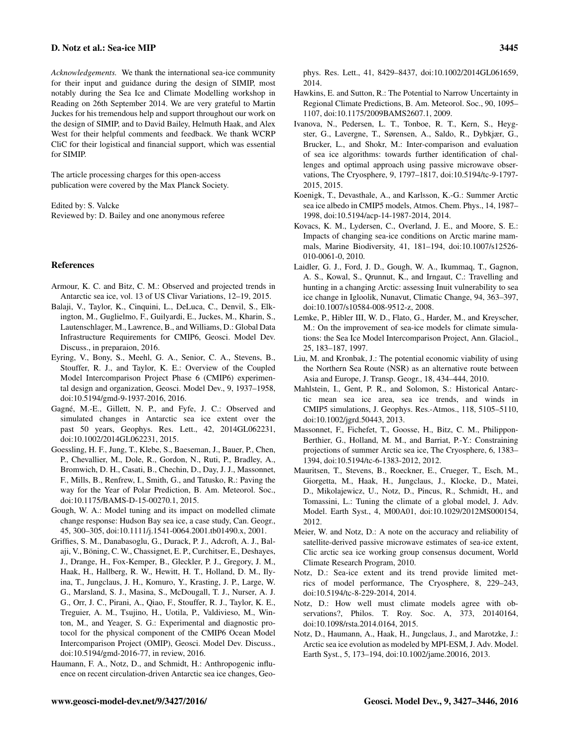*Acknowledgements.* We thank the international sea-ice community for their input and guidance during the design of SIMIP, most notably during the Sea Ice and Climate Modelling workshop in Reading on 26th September 2014. We are very grateful to Martin Juckes for his tremendous help and support throughout our work on the design of SIMIP, and to David Bailey, Helmuth Haak, and Alex West for their helpful comments and feedback. We thank WCRP CliC for their logistical and financial support, which was essential for SIMIP.

The article processing charges for this open-access publication were covered by the Max Planck Society.

Edited by: S. Valcke
Reviewed by: D. Bailey and one anonymous referee

## References

Armour, K. C. and Bitz, C. M.: Observed and projected trends in Antarctic sea ice, vol. 13 of US Clivar Variations, 12–19, 2015.

Balaji, V., Taylor, K., Cinquini, L., DeLuca, C., Denvil, S., Elkington, M., Guglielmo, F., Guilyardi, E., Juckes, M., Kharin, S., Lautenschlager, M., Lawrence, B., and Williams, D.: Global Data Infrastructure Requirements for CMIP6, Geosci. Model Dev. Discuss., in preparaion, 2016.

Eyring, V., Bony, S., Meehl, G. A., Senior, C. A., Stevens, B., Stouffer, R. J., and Taylor, K. E.: Overview of the Coupled Model Intercomparison Project Phase 6 (CMIP6) experimental design and organization, Geosci. Model Dev., 9, 1937–1958, doi:10.5194/gmd-9-1937-2016, 2016.

Gagné, M.-E., Gillett, N. P., and Fyfe, J. C.: Observed and simulated changes in Antarctic sea ice extent over the past 50 years, Geophys. Res. Lett., 42, 2014GL062231, doi:10.1002/2014GL062231, 2015.

Goessling, H. F., Jung, T., Klebe, S., Baeseman, J., Bauer, P., Chen, P., Chevallier, M., Dole, R., Gordon, N., Ruti, P., Bradley, A., Bromwich, D. H., Casati, B., Chechin, D., Day, J. J., Massonnet, F., Mills, B., Renfrew, I., Smith, G., and Tatusko, R.: Paving the way for the Year of Polar Prediction, B. Am. Meteorol. Soc., doi:10.1175/BAMS-D-15-00270.1, 2015.

Gough, W. A.: Model tuning and its impact on modelled climate change response: Hudson Bay sea ice, a case study, Can. Geogr., 45, 300–305, doi:10.1111/j.1541-0064.2001.tb01490.x, 2001.

Griffies, S. M., Danabasoglu, G., Durack, P. J., Adcroft, A. J., Balaji, V., Böning, C. W., Chassignet, E. P., Curchitser, E., Deshayes, J., Drange, H., Fox-Kemper, B., Gleckler, P. J., Gregory, J. M., Haak, H., Hallberg, R. W., Hewitt, H. T., Holland, D. M., Ilyina, T., Jungclaus, J. H., Komuro, Y., Krasting, J. P., Large, W. G., Marsland, S. J., Masina, S., McDougall, T. J., Nurser, A. J. G., Orr, J. C., Pirani, A., Qiao, F., Stouffer, R. J., Taylor, K. E., Treguier, A. M., Tsujino, H., Uotila, P., Valdivieso, M., Winton, M., and Yeager, S. G.: Experimental and diagnostic protocol for the physical component of the CMIP6 Ocean Model Intercomparison Project (OMIP), Geosci. Model Dev. Discuss., doi:10.5194/gmd-2016-77, in review, 2016.

Haumann, F. A., Notz, D., and Schmidt, H.: Anthropogenic influence on recent circulation-driven Antarctic sea ice changes, Geophys. Res. Lett., 41, 8429–8437, doi:10.1002/2014GL061659, 2014.

Hawkins, E. and Sutton, R.: The Potential to Narrow Uncertainty in Regional Climate Predictions, B. Am. Meteorol. Soc., 90, 1095–1107, doi:10.1175/2009BAMS2607.1, 2009.

Ivanova, N., Pedersen, L. T., Tonboe, R. T., Kern, S., Heygster, G., Lavergne, T., Sørensen, A., Saldo, R., Dybkjær, G., Brucker, L., and Shokr, M.: Inter-comparison and evaluation of sea ice algorithms: towards further identification of challenges and optimal approach using passive microwave observations, The Cryosphere, 9, 1797–1817, doi:10.5194/tc-9-1797-2015, 2015.

Koenigk, T., Devasthale, A., and Karlsson, K.-G.: Summer Arctic sea ice albedo in CMIP5 models, Atmos. Chem. Phys., 14, 1987–1998, doi:10.5194/acp-14-1987-2014, 2014.

Kovacs, K. M., Lydersen, C., Overland, J. E., and Moore, S. E.: Impacts of changing sea-ice conditions on Arctic marine mammals, Marine Biodiversity, 41, 181–194, doi:10.1007/s12526-010-0061-0, 2010.

Laidler, G. J., Ford, J. D., Gough, W. A., Ikummaq, T., Gagnon, A. S., Kowal, S., Qrunnut, K., and Irngaut, C.: Travelling and hunting in a changing Arctic: assessing Inuit vulnerability to sea ice change in Igloolik, Nunavut, Climatic Change, 94, 363–397, doi:10.1007/s10584-008-9512-z, 2008.

Lemke, P., Hibler III, W. D., Flato, G., Harder, M., and Kreyscher, M.: On the improvement of sea-ice models for climate simulations: the Sea Ice Model Intercomparison Project, Ann. Glaciol., 25, 183–187, 1997.

Liu, M. and Kronbak, J.: The potential economic viability of using the Northern Sea Route (NSR) as an alternative route between Asia and Europe, J. Transp. Geogr., 18, 434–444, 2010.

Mahlstein, I., Gent, P. R., and Solomon, S.: Historical Antarctic mean sea ice area, sea ice trends, and winds in CMIP5 simulations, J. Geophys. Res.-Atmos., 118, 5105–5110, doi:10.1002/jgrd.50443, 2013.

Massonnet, F., Fichefet, T., Goosse, H., Bitz, C. M., Philippon-Berthier, G., Holland, M. M., and Barriat, P.-Y.: Constraining projections of summer Arctic sea ice, The Cryosphere, 6, 1383–1394, doi:10.5194/tc-6-1383-2012, 2012.

Mauritsen, T., Stevens, B., Roeckner, E., Crueger, T., Esch, M., Giorgetta, M., Haak, H., Jungclaus, J., Klocke, D., Matei, D., Mikolajewicz, U., Notz, D., Pincus, R., Schmidt, H., and Tomassini, L.: Tuning the climate of a global model, J. Adv. Model. Earth Syst., 4, M00A01, doi:10.1029/2012MS000154, 2012.

Meier, W. and Notz, D.: A note on the accuracy and reliability of satellite-derived passive microwave estimates of sea-ice extent, Clic arctic sea ice working group consensus document, World Climate Research Program, 2010.

Notz, D.: Sea-ice extent and its trend provide limited metrics of model performance, The Cryosphere, 8, 229–243, doi:10.5194/tc-8-229-2014, 2014.

Notz, D.: How well must climate models agree with observations?, Philos. T. Roy. Soc. A, 373, 20140164, doi:10.1098/rsta.2014.0164, 2015.

Notz, D., Haumann, A., Haak, H., Jungclaus, J., and Marotzke, J.: Arctic sea ice evolution as modeled by MPI-ESM, J. Adv. Model. Earth Syst., 5, 173–194, doi:10.1002/jame.20016, 2013.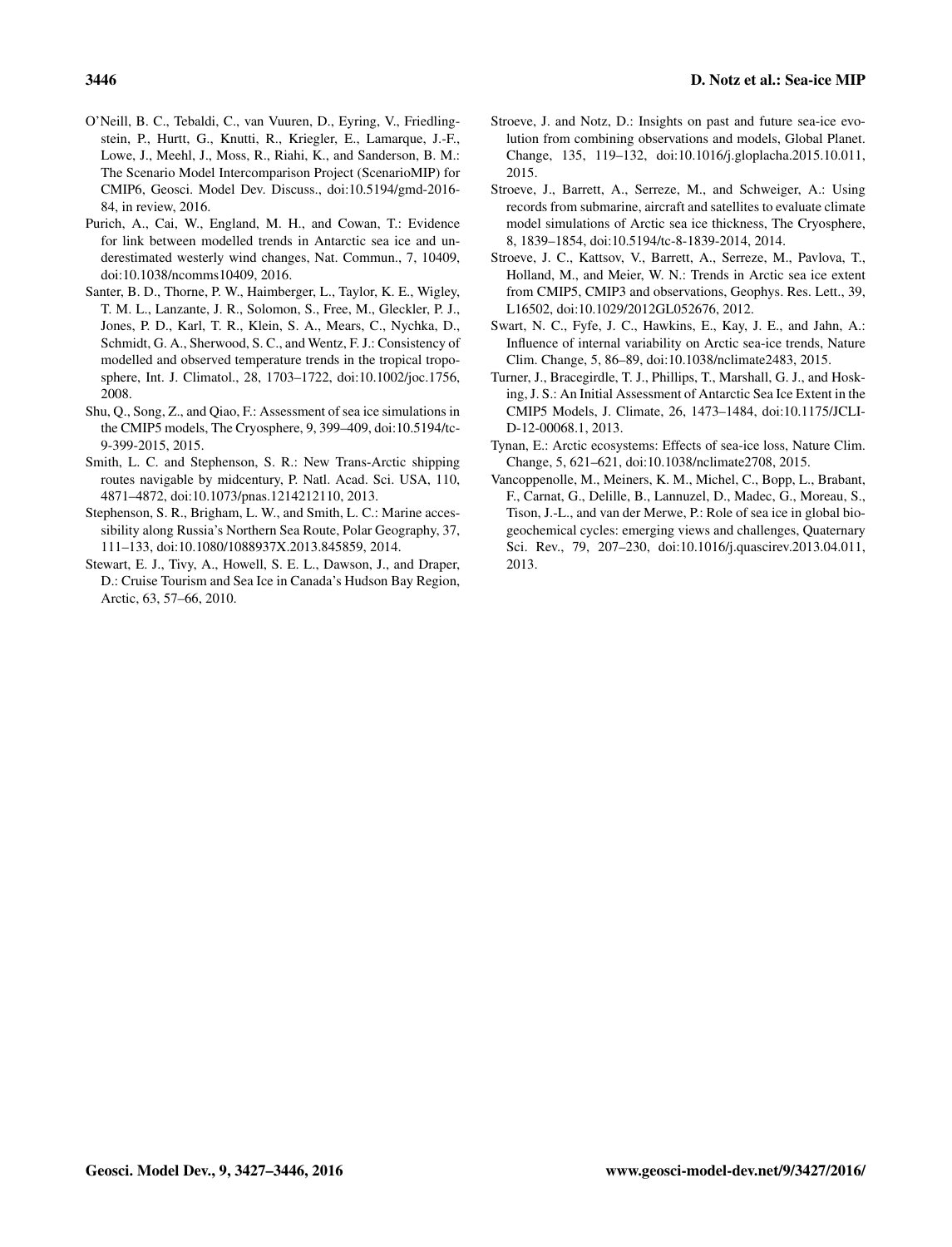O'Neill, B. C., Tebaldi, C., van Vuuren, D., Eyring, V., Friedlingstein, P., Hurtt, G., Knutti, R., Kriegler, E., Lamarque, J.-F., Lowe, J., Meehl, J., Moss, R., Riahi, K., and Sanderson, B. M.: The Scenario Model Intercomparison Project (ScenarioMIP) for CMIP6, Geosci. Model Dev. Discuss., doi:10.5194/gmd-2016-84, in review, 2016.

Purich, A., Cai, W., England, M. H., and Cowan, T.: Evidence for link between modelled trends in Antarctic sea ice and underestimated westerly wind changes, Nat. Commun., 7, 10409, doi:10.1038/ncomms10409, 2016.

Santer, B. D., Thorne, P. W., Haimberger, L., Taylor, K. E., Wigley, T. M. L., Lanzante, J. R., Solomon, S., Free, M., Gleckler, P. J., Jones, P. D., Karl, T. R., Klein, S. A., Mears, C., Nychka, D., Schmidt, G. A., Sherwood, S. C., and Wentz, F. J.: Consistency of modelled and observed temperature trends in the tropical troposphere, Int. J. Climatol., 28, 1703–1722, doi:10.1002/joc.1756, 2008.

Shu, Q., Song, Z., and Qiao, F.: Assessment of sea ice simulations in the CMIP5 models, The Cryosphere, 9, 399–409, doi:10.5194/tc-9-399-2015, 2015.

Smith, L. C. and Stephenson, S. R.: New Trans-Arctic shipping routes navigable by midcentury, P. Natl. Acad. Sci. USA, 110, 4871–4872, doi:10.1073/pnas.1214212110, 2013.

Stephenson, S. R., Brigham, L. W., and Smith, L. C.: Marine accessibility along Russia's Northern Sea Route, Polar Geography, 37, 111–133, doi:10.1080/1088937X.2013.845859, 2014.

Stewart, E. J., Tivy, A., Howell, S. E. L., Dawson, J., and Draper, D.: Cruise Tourism and Sea Ice in Canada's Hudson Bay Region, Arctic, 63, 57–66, 2010.

Stroeve, J. and Notz, D.: Insights on past and future sea-ice evolution from combining observations and models, Global Planet. Change, 135, 119–132, doi:10.1016/j.gloplacha.2015.10.011, 2015.

Stroeve, J., Barrett, A., Serreze, M., and Schweiger, A.: Using records from submarine, aircraft and satellites to evaluate climate model simulations of Arctic sea ice thickness, The Cryosphere, 8, 1839–1854, doi:10.5194/tc-8-1839-2014, 2014.

Stroeve, J. C., Kattsov, V., Barrett, A., Serreze, M., Pavlova, T., Holland, M., and Meier, W. N.: Trends in Arctic sea ice extent from CMIP5, CMIP3 and observations, Geophys. Res. Lett., 39, L16502, doi:10.1029/2012GL052676, 2012.

Swart, N. C., Fyfe, J. C., Hawkins, E., Kay, J. E., and Jahn, A.: Influence of internal variability on Arctic sea-ice trends, Nature Clim. Change, 5, 86–89, doi:10.1038/nclimate2483, 2015.

Turner, J., Bracegirdle, T. J., Phillips, T., Marshall, G. J., and Hosking, J. S.: An Initial Assessment of Antarctic Sea Ice Extent in the CMIP5 Models, J. Climate, 26, 1473–1484, doi:10.1175/JCLI-D-12-00068.1, 2013.

Tynan, E.: Arctic ecosystems: Effects of sea-ice loss, Nature Clim. Change, 5, 621–621, doi:10.1038/nclimate2708, 2015.

Vancoppenolle, M., Meiners, K. M., Michel, C., Bopp, L., Brabant, F., Carnat, G., Delille, B., Lannuzel, D., Madec, G., Moreau, S., Tison, J.-L., and van der Merwe, P.: Role of sea ice in global biogeochemical cycles: emerging views and challenges, Quaternary Sci. Rev., 79, 207–230, doi:10.1016/j.quascirev.2013.04.011, 2013.